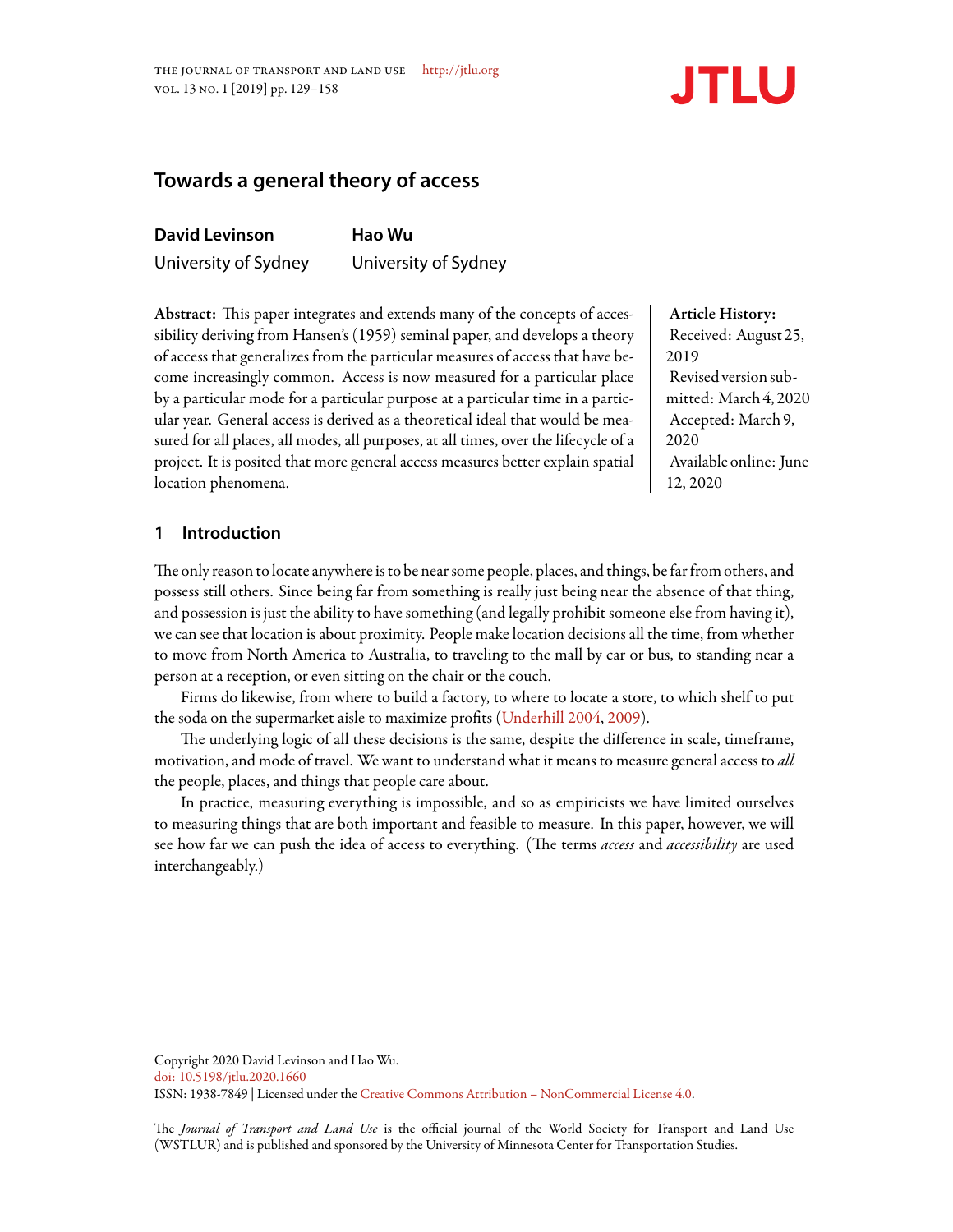# Towards a general theory of access

**David Levinson**
University of Sydney

**Hao Wu**
University of Sydney

**Abstract:** This paper integrates and extends many of the concepts of accessibility deriving from Hansen's (1959) seminal paper, and develops a theory of access that generalizes from the particular measures of access that have become increasingly common. Access is now measured for a particular place by a particular mode for a particular purpose at a particular time in a particular year. General access is derived as a theoretical ideal that would be measured for all places, all modes, all purposes, at all times, over the lifecycle of a project. It is posited that more general access measures better explain spatial location phenomena.

**Article History:**
Received: August 25, 2019
Revised version submitted: March 4, 2020
Accepted: March 9, 2020
Available online: June 12, 2020

## 1 Introduction

The only reason to locate anywhere is to be near some people, places, and things, be far from others, and possess still others. Since being far from something is really just being near the absence of that thing, and possession is just the ability to have something (and legally prohibit someone else from having it), we can see that location is about proximity. People make location decisions all the time, from whether to move from North America to Australia, to traveling to the mall by car or bus, to standing near a person at a reception, or even sitting on the chair or the couch.

Firms do likewise, from where to build a factory, to where to locate a store, to which shelf to put the soda on the supermarket aisle to maximize profits (Underhill 2004, 2009).

The underlying logic of all these decisions is the same, despite the difference in scale, timeframe, motivation, and mode of travel. We want to understand what it means to measure general access to *all* the people, places, and things that people care about.

In practice, measuring everything is impossible, and so as empiricists we have limited ourselves to measuring things that are both important and feasible to measure. In this paper, however, we will see how far we can push the idea of access to everything. (The terms *access* and *accessibility* are used interchangeably.)

Copyright 2020 David Levinson and Hao Wu.
doi: 10.5198/jtlu.2020.1660
ISSN: 1938-7849 | Licensed under the Creative Commons Attribution – NonCommercial License 4.0.

The *Journal of Transport and Land Use* is the official journal of the World Society for Transport and Land Use (WSTLUR) and is published and sponsored by the University of Minnesota Center for Transportation Studies.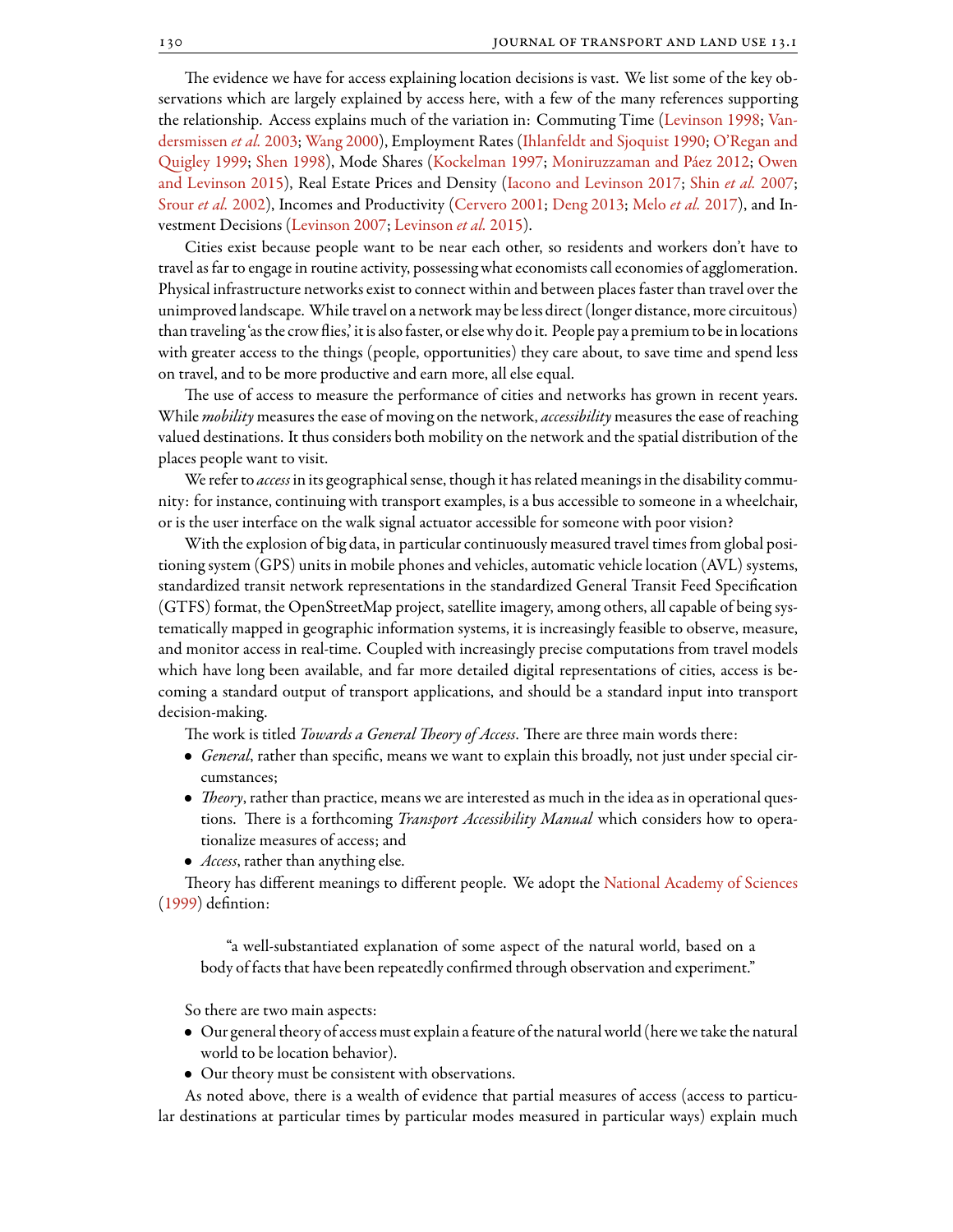The evidence we have for access explaining location decisions is vast. We list some of the key observations which are largely explained by access here, with a few of the many references supporting the relationship. Access explains much of the variation in: Commuting Time (Levinson 1998; Vandersmissen *et al.* 2003; Wang 2000), Employment Rates (Ihlanfeldt and Sjoquist 1990; O'Regan and Quigley 1999; Shen 1998), Mode Shares (Kockelman 1997; Moniruzzaman and Páez 2012; Owen and Levinson 2015), Real Estate Prices and Density (Iacono and Levinson 2017; Shin *et al.* 2007; Srour *et al.* 2002), Incomes and Productivity (Cervero 2001; Deng 2013; Melo *et al.* 2017), and Investment Decisions (Levinson 2007; Levinson *et al.* 2015).

Cities exist because people want to be near each other, so residents and workers don't have to travel as far to engage in routine activity, possessing what economists call economies of agglomeration. Physical infrastructure networks exist to connect within and between places faster than travel over the unimproved landscape. While travel on a network may be less direct (longer distance, more circuitous) than traveling 'as the crow flies,' it is also faster, or else why do it. People pay a premium to be in locations with greater access to the things (people, opportunities) they care about, to save time and spend less on travel, and to be more productive and earn more, all else equal.

The use of access to measure the performance of cities and networks has grown in recent years. While *mobility* measures the ease of moving on the network, *accessibility* measures the ease of reaching valued destinations. It thus considers both mobility on the network and the spatial distribution of the places people want to visit.

We refer to *access* in its geographical sense, though it has related meanings in the disability community: for instance, continuing with transport examples, is a bus accessible to someone in a wheelchair, or is the user interface on the walk signal actuator accessible for someone with poor vision?

With the explosion of big data, in particular continuously measured travel times from global positioning system (GPS) units in mobile phones and vehicles, automatic vehicle location (AVL) systems, standardized transit network representations in the standardized General Transit Feed Specification (GTFS) format, the OpenStreetMap project, satellite imagery, among others, all capable of being systematically mapped in geographic information systems, it is increasingly feasible to observe, measure, and monitor access in real-time. Coupled with increasingly precise computations from travel models which have long been available, and far more detailed digital representations of cities, access is becoming a standard output of transport applications, and should be a standard input into transport decision-making.

The work is titled *Towards a General Theory of Access*. There are three main words there:

- *General*, rather than specific, means we want to explain this broadly, not just under special circumstances;
- *Theory*, rather than practice, means we are interested as much in the idea as in operational questions. There is a forthcoming *Transport Accessibility Manual* which considers how to operationalize measures of access; and
- *Access*, rather than anything else.

Theory has different meanings to different people. We adopt the National Academy of Sciences (1999) defintion:

> "a well-substantiated explanation of some aspect of the natural world, based on a body of facts that have been repeatedly confirmed through observation and experiment."

So there are two main aspects:

- Our general theory of access must explain a feature of the natural world (here we take the natural world to be location behavior).
- Our theory must be consistent with observations.

As noted above, there is a wealth of evidence that partial measures of access (access to particular destinations at particular times by particular modes measured in particular ways) explain much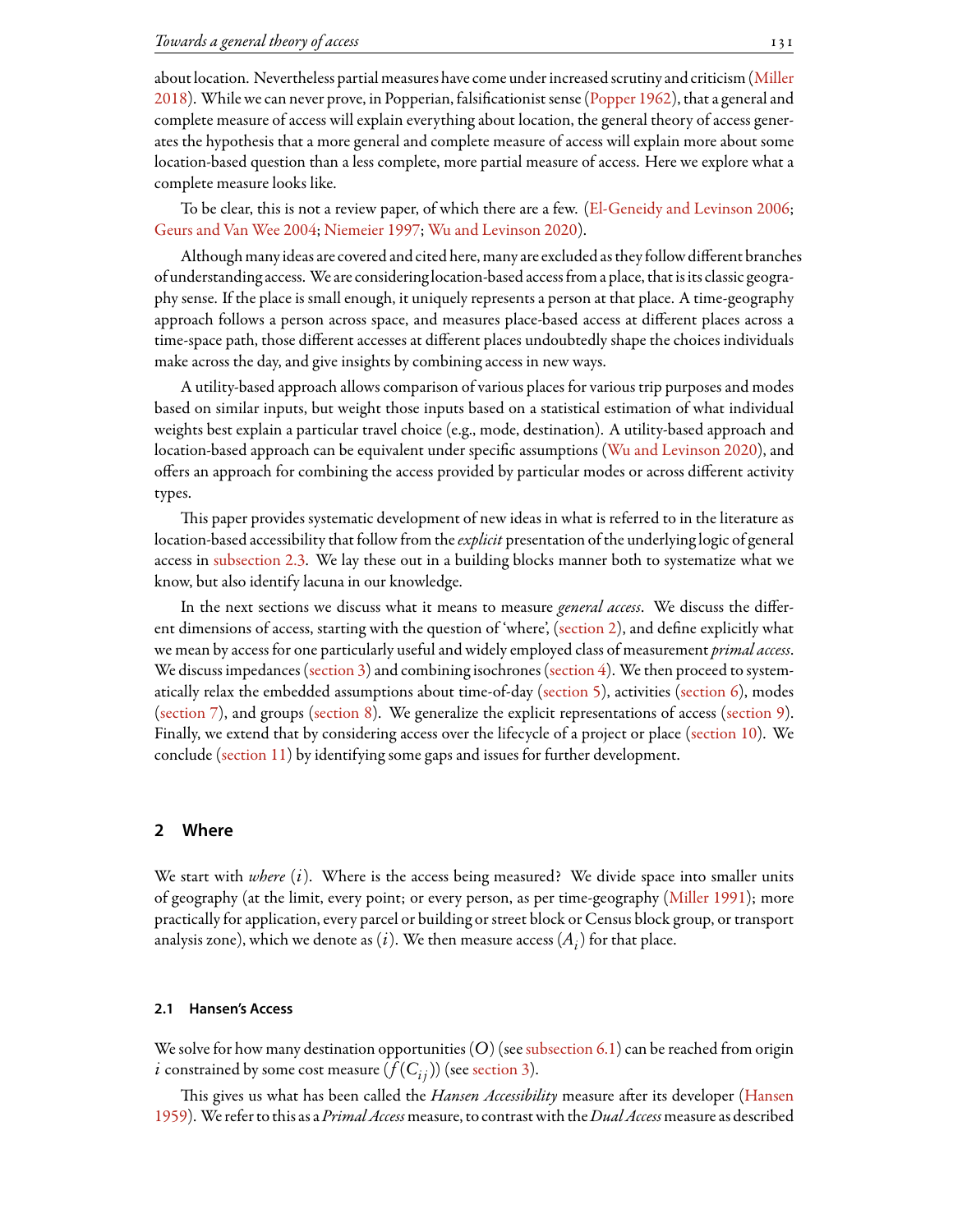about location. Nevertheless partial measures have come under increased scrutiny and criticism (Miller 2018). While we can never prove, in Popperian, falsificationist sense (Popper 1962), that a general and complete measure of access will explain everything about location, the general theory of access generates the hypothesis that a more general and complete measure of access will explain more about some location-based question than a less complete, more partial measure of access. Here we explore what a complete measure looks like.

To be clear, this is not a review paper, of which there are a few. (El-Geneidy and Levinson 2006; Geurs and Van Wee 2004; Niemeier 1997; Wu and Levinson 2020).

Although many ideas are covered and cited here, many are excluded as they follow different branches of understanding access. We are considering location-based access from a place, that is its classic geography sense. If the place is small enough, it uniquely represents a person at that place. A time-geography approach follows a person across space, and measures place-based access at different places across a time-space path, those different accesses at different places undoubtedly shape the choices individuals make across the day, and give insights by combining access in new ways.

A utility-based approach allows comparison of various places for various trip purposes and modes based on similar inputs, but weight those inputs based on a statistical estimation of what individual weights best explain a particular travel choice (e.g., mode, destination). A utility-based approach and location-based approach can be equivalent under specific assumptions (Wu and Levinson 2020), and offers an approach for combining the access provided by particular modes or across different activity types.

This paper provides systematic development of new ideas in what is referred to in the literature as location-based accessibility that follow from the *explicit* presentation of the underlying logic of general access in subsection 2.3. We lay these out in a building blocks manner both to systematize what we know, but also identify lacuna in our knowledge.

In the next sections we discuss what it means to measure *general access*. We discuss the different dimensions of access, starting with the question of 'where', (section 2), and define explicitly what we mean by access for one particularly useful and widely employed class of measurement *primal access*. We discuss impedances (section 3) and combining isochrones (section 4). We then proceed to systematically relax the embedded assumptions about time-of-day (section 5), activities (section 6), modes (section 7), and groups (section 8). We generalize the explicit representations of access (section 9). Finally, we extend that by considering access over the lifecycle of a project or place (section 10). We conclude (section 11) by identifying some gaps and issues for further development.

## 2 Where

We start with *where* ($i$). Where is the access being measured? We divide space into smaller units of geography (at the limit, every point; or every person, as per time-geography (Miller 1991); more practically for application, every parcel or building or street block or Census block group, or transport analysis zone), which we denote as ($i$). We then measure access ($A_i$) for that place.

### 2.1 Hansen's Access

We solve for how many destination opportunities ($O$) (see subsection 6.1) can be reached from origin $i$ constrained by some cost measure ($f(C_{ij})$) (see section 3).

This gives us what has been called the *Hansen Accessibility* measure after its developer (Hansen 1959). We refer to this as a *Primal Access* measure, to contrast with the *Dual Access* measure as described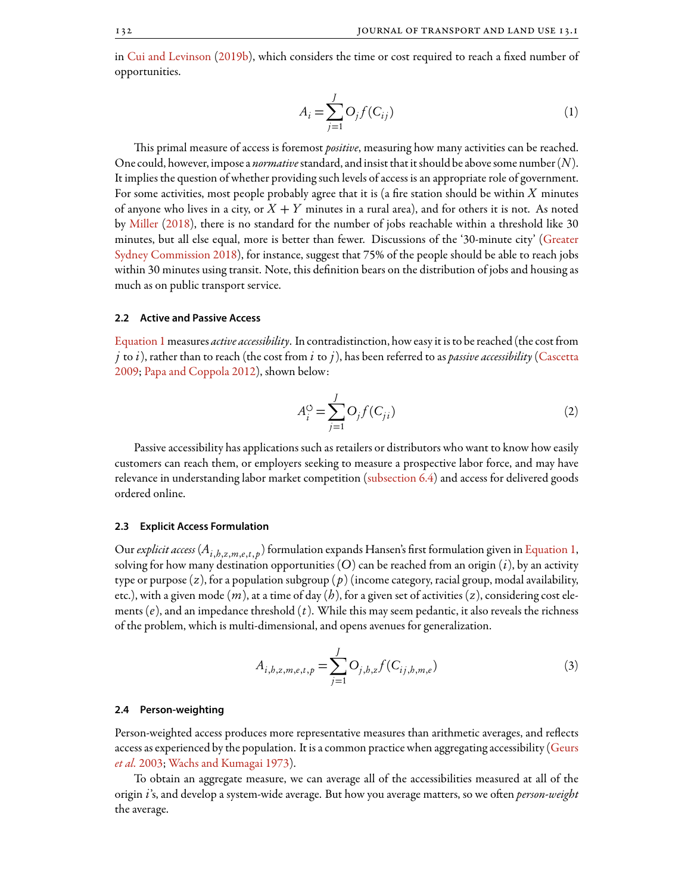in Cui and Levinson (2019b), which considers the time or cost required to reach a fixed number of opportunities.

$$A_i = \sum_{j=1}^{J} O_j f(C_{ij}) \tag{1}$$

This primal measure of access is foremost *positive*, measuring how many activities can be reached. One could, however, impose a *normative* standard, and insist that it should be above some number ($N$). It implies the question of whether providing such levels of access is an appropriate role of government. For some activities, most people probably agree that it is (a fire station should be within $X$ minutes of anyone who lives in a city, or $X + Y$ minutes in a rural area), and for others it is not. As noted by Miller (2018), there is no standard for the number of jobs reachable within a threshold like 30 minutes, but all else equal, more is better than fewer. Discussions of the '30-minute city' (Greater Sydney Commission 2018), for instance, suggest that 75% of the people should be able to reach jobs within 30 minutes using transit. Note, this definition bears on the distribution of jobs and housing as much as on public transport service.

### 2.2 Active and Passive Access

Equation 1 measures *active accessibility*. In contradistinction, how easy it is to be reached (the cost from $j$ to $i$), rather than to reach (the cost from $i$ to $j$), has been referred to as *passive accessibility* (Cascetta 2009; Papa and Coppola 2012), shown below:

$$A_i^{\circlearrowleft} = \sum_{j=1}^{J} O_j f(C_{ji}) \tag{2}$$

Passive accessibility has applications such as retailers or distributors who want to know how easily customers can reach them, or employers seeking to measure a prospective labor force, and may have relevance in understanding labor market competition (subsection 6.4) and access for delivered goods ordered online.

### 2.3 Explicit Access Formulation

Our *explicit access* ($A_{i,h,z,m,e,t,p}$) formulation expands Hansen's first formulation given in Equation 1, solving for how many destination opportunities ($O$) can be reached from an origin ($i$), by an activity type or purpose ($z$), for a population subgroup ($p$) (income category, racial group, modal availability, etc.), with a given mode ($m$), at a time of day ($h$), for a given set of activities ($z$), considering cost elements ($e$), and an impedance threshold ($t$). While this may seem pedantic, it also reveals the richness of the problem, which is multi-dimensional, and opens avenues for generalization.

$$A_{i,h,z,m,e,t,p} = \sum_{j=1}^{J} O_{j,h,z} f(C_{ij,h,m,e}) \tag{3}$$

### 2.4 Person-weighting

Person-weighted access produces more representative measures than arithmetic averages, and reflects access as experienced by the population. It is a common practice when aggregating accessibility (Geurs *et al.* 2003; Wachs and Kumagai 1973).

To obtain an aggregate measure, we can average all of the accessibilities measured at all of the origin $i$'s, and develop a system-wide average. But how you average matters, so we often *person-weight* the average.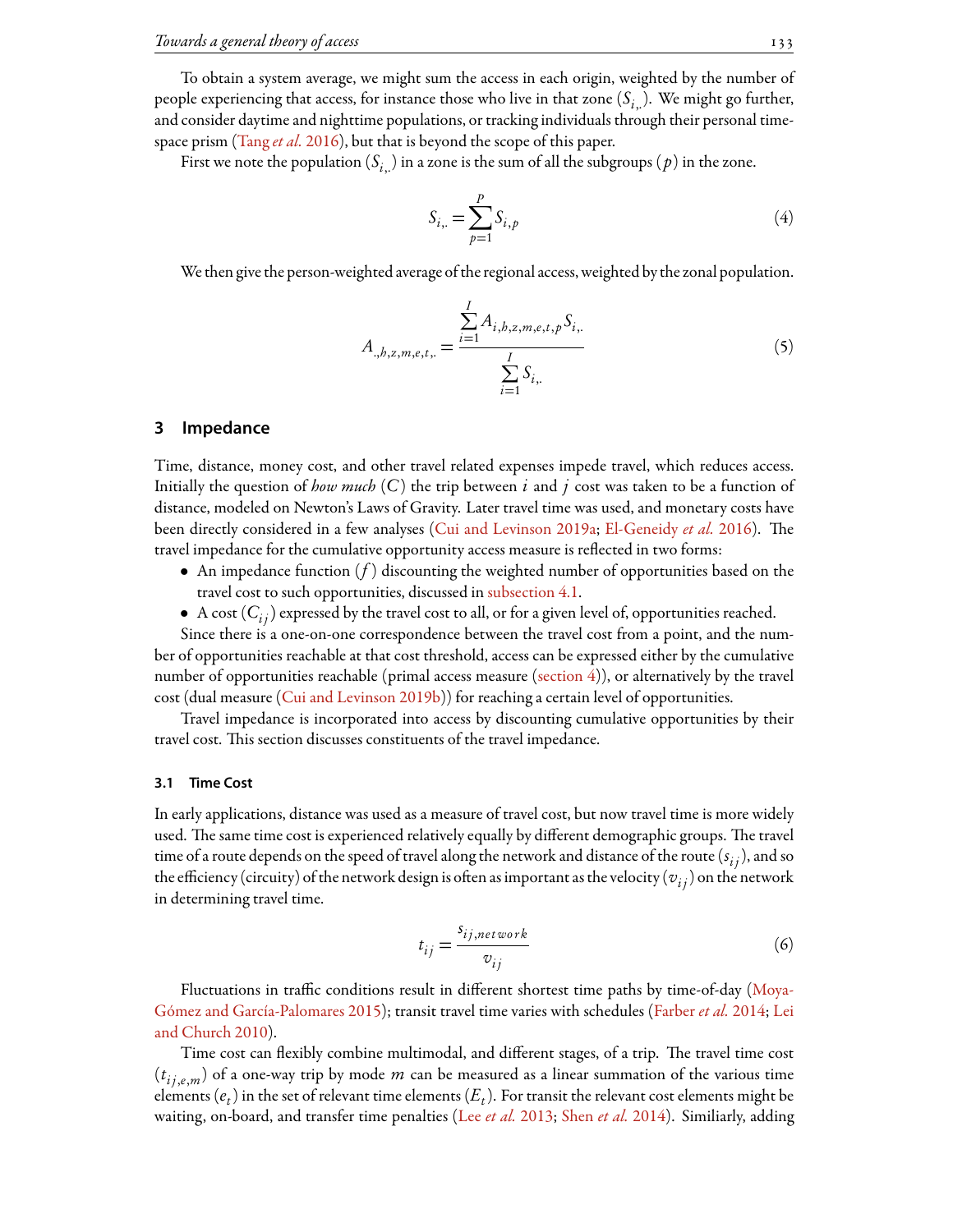To obtain a system average, we might sum the access in each origin, weighted by the number of people experiencing that access, for instance those who live in that zone ($S_{i,.}$). We might go further, and consider daytime and nighttime populations, or tracking individuals through their personal time-space prism (Tang *et al.* 2016), but that is beyond the scope of this paper.

First we note the population ($S_{i,.}$) in a zone is the sum of all the subgroups ($p$) in the zone.

$$S_{i,.} = \sum_{p=1}^{P} S_{i,p} \tag{4}$$

We then give the person-weighted average of the regional access, weighted by the zonal population.

$$A_{.,h,z,m,e,t,.} = \frac{\sum_{i=1}^{I} A_{i,h,z,m,e,t,p} S_{i,.}}{\sum_{i=1}^{I} S_{i,.}} \tag{5}$$

## 3 Impedance

Time, distance, money cost, and other travel related expenses impede travel, which reduces access. Initially the question of *how much* ($C$) the trip between $i$ and $j$ cost was taken to be a function of distance, modeled on Newton's Laws of Gravity. Later travel time was used, and monetary costs have been directly considered in a few analyses (Cui and Levinson 2019a; El-Geneidy *et al.* 2016). The travel impedance for the cumulative opportunity access measure is reflected in two forms:

- An impedance function ($f$) discounting the weighted number of opportunities based on the travel cost to such opportunities, discussed in subsection 4.1.
- A cost ($C_{ij}$) expressed by the travel cost to all, or for a given level of, opportunities reached.

Since there is a one-on-one correspondence between the travel cost from a point, and the number of opportunities reachable at that cost threshold, access can be expressed either by the cumulative number of opportunities reachable (primal access measure (section 4)), or alternatively by the travel cost (dual measure (Cui and Levinson 2019b)) for reaching a certain level of opportunities.

Travel impedance is incorporated into access by discounting cumulative opportunities by their travel cost. This section discusses constituents of the travel impedance.

### 3.1 Time Cost

In early applications, distance was used as a measure of travel cost, but now travel time is more widely used. The same time cost is experienced relatively equally by different demographic groups. The travel time of a route depends on the speed of travel along the network and distance of the route ($s_{ij}$), and so the efficiency (circuity) of the network design is often as important as the velocity ($v_{ij}$) on the network in determining travel time.

$$t_{ij} = \frac{s_{ij,network}}{v_{ij}} \tag{6}$$

Fluctuations in traffic conditions result in different shortest time paths by time-of-day (Moya-Gómez and García-Palomares 2015); transit travel time varies with schedules (Farber *et al.* 2014; Lei and Church 2010).

Time cost can flexibly combine multimodal, and different stages, of a trip. The travel time cost ($t_{ij,e,m}$) of a one-way trip by mode $m$ can be measured as a linear summation of the various time elements ($e_t$) in the set of relevant time elements ($E_t$). For transit the relevant cost elements might be waiting, on-board, and transfer time penalties (Lee *et al.* 2013; Shen *et al.* 2014). Similiarly, adding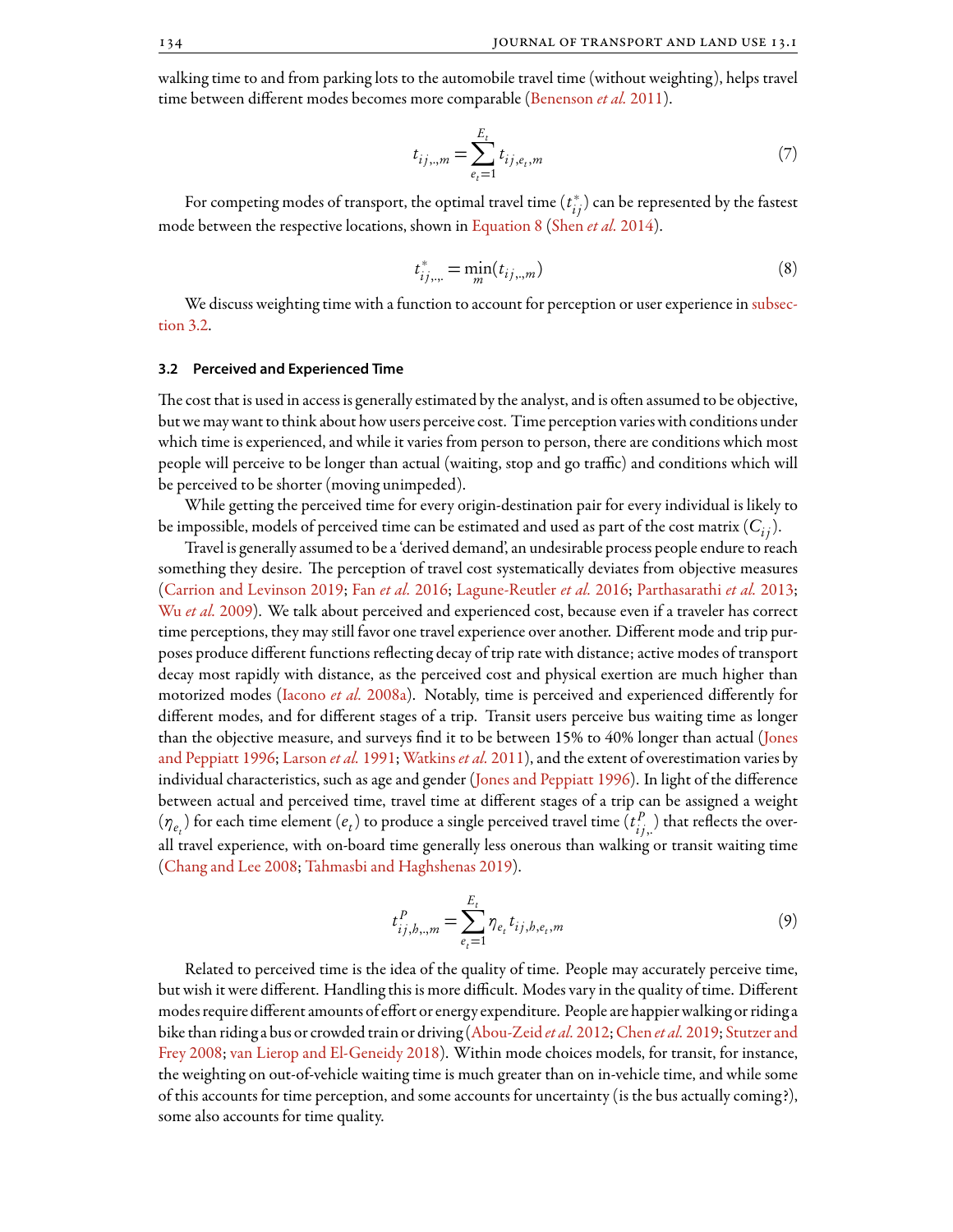walking time to and from parking lots to the automobile travel time (without weighting), helps travel time between different modes becomes more comparable (Benenson *et al.* 2011).

$$t_{ij,\cdot,m} = \sum_{e_t=1}^{E_t} t_{ij,e_t,m} \tag{7}$$

For competing modes of transport, the optimal travel time ($t^*_{ij}$) can be represented by the fastest mode between the respective locations, shown in Equation 8 (Shen *et al.* 2014).

$$t^*_{ij,\cdot,\cdot} = \min_m(t_{ij,\cdot,m}) \tag{8}$$

We discuss weighting time with a function to account for perception or user experience in subsection 3.2.

### 3.2 Perceived and Experienced Time

The cost that is used in access is generally estimated by the analyst, and is often assumed to be objective, but we may want to think about how users perceive cost. Time perception varies with conditions under which time is experienced, and while it varies from person to person, there are conditions which most people will perceive to be longer than actual (waiting, stop and go traffic) and conditions which will be perceived to be shorter (moving unimpeded).

While getting the perceived time for every origin-destination pair for every individual is likely to be impossible, models of perceived time can be estimated and used as part of the cost matrix ($C_{ij}$).

Travel is generally assumed to be a 'derived demand', an undesirable process people endure to reach something they desire. The perception of travel cost systematically deviates from objective measures (Carrion and Levinson 2019; Fan *et al.* 2016; Lagune-Reutler *et al.* 2016; Parthasarathi *et al.* 2013; Wu *et al.* 2009). We talk about perceived and experienced cost, because even if a traveler has correct time perceptions, they may still favor one travel experience over another. Different mode and trip purposes produce different functions reflecting decay of trip rate with distance; active modes of transport decay most rapidly with distance, as the perceived cost and physical exertion are much higher than motorized modes (Iacono *et al.* 2008a). Notably, time is perceived and experienced differently for different modes, and for different stages of a trip. Transit users perceive bus waiting time as longer than the objective measure, and surveys find it to be between 15% to 40% longer than actual (Jones and Peppiatt 1996; Larson *et al.* 1991; Watkins *et al.* 2011), and the extent of overestimation varies by individual characteristics, such as age and gender (Jones and Peppiatt 1996). In light of the difference between actual and perceived time, travel time at different stages of a trip can be assigned a weight ($\eta_{e_t}$) for each time element ($e_t$) to produce a single perceived travel time ($t^P_{ij,\cdot}$) that reflects the overall travel experience, with on-board time generally less onerous than walking or transit waiting time (Chang and Lee 2008; Tahmasbi and Haghshenas 2019).

$$t^P_{ij,h,\cdot,m} = \sum_{e_t=1}^{E_t} \eta_{e_t} t_{ij,h,e_t,m} \tag{9}$$

Related to perceived time is the idea of the quality of time. People may accurately perceive time, but wish it were different. Handling this is more difficult. Modes vary in the quality of time. Different modes require different amounts of effort or energy expenditure. People are happier walking or riding a bike than riding a bus or crowded train or driving (Abou-Zeid *et al.* 2012; Chen *et al.* 2019; Stutzer and Frey 2008; van Lierop and El-Geneidy 2018). Within mode choices models, for transit, for instance, the weighting on out-of-vehicle waiting time is much greater than on in-vehicle time, and while some of this accounts for time perception, and some accounts for uncertainty (is the bus actually coming?), some also accounts for time quality.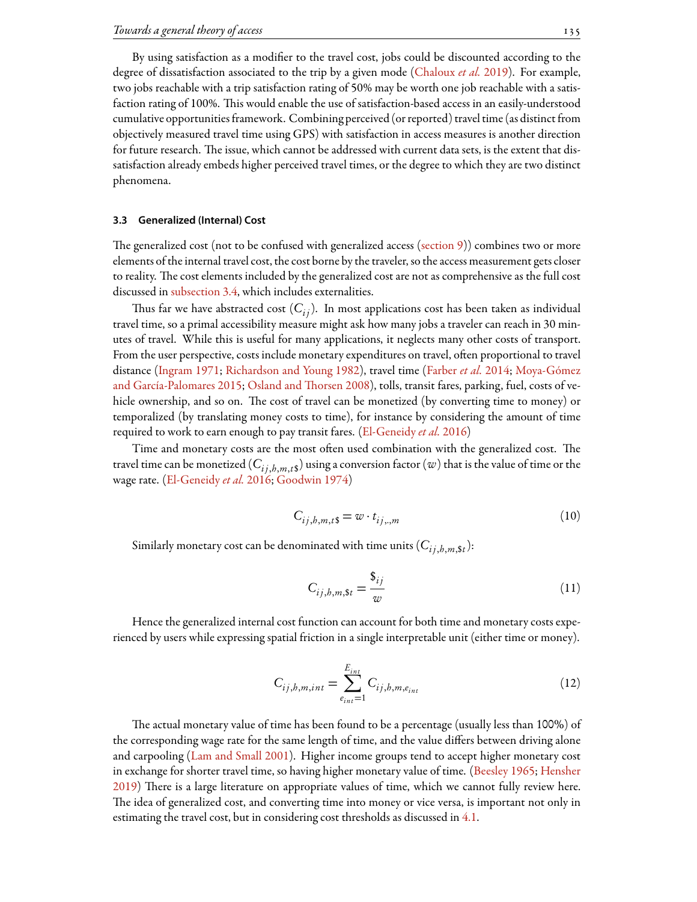By using satisfaction as a modifier to the travel cost, jobs could be discounted according to the degree of dissatisfaction associated to the trip by a given mode (Chaloux *et al.* 2019). For example, two jobs reachable with a trip satisfaction rating of 50% may be worth one job reachable with a satisfaction rating of 100%. This would enable the use of satisfaction-based access in an easily-understood cumulative opportunities framework. Combining perceived (or reported) travel time (as distinct from objectively measured travel time using GPS) with satisfaction in access measures is another direction for future research. The issue, which cannot be addressed with current data sets, is the extent that dissatisfaction already embeds higher perceived travel times, or the degree to which they are two distinct phenomena.

### 3.3 Generalized (Internal) Cost

The generalized cost (not to be confused with generalized access (section 9)) combines two or more elements of the internal travel cost, the cost borne by the traveler, so the access measurement gets closer to reality. The cost elements included by the generalized cost are not as comprehensive as the full cost discussed in subsection 3.4, which includes externalities.

Thus far we have abstracted cost ($C_{ij}$). In most applications cost has been taken as individual travel time, so a primal accessibility measure might ask how many jobs a traveler can reach in 30 minutes of travel. While this is useful for many applications, it neglects many other costs of transport. From the user perspective, costs include monetary expenditures on travel, often proportional to travel distance (Ingram 1971; Richardson and Young 1982), travel time (Farber *et al.* 2014; Moya-Gómez and García-Palomares 2015; Osland and Thorsen 2008), tolls, transit fares, parking, fuel, costs of vehicle ownership, and so on. The cost of travel can be monetized (by converting time to money) or temporalized (by translating money costs to time), for instance by considering the amount of time required to work to earn enough to pay transit fares. (El-Geneidy *et al.* 2016)

Time and monetary costs are the most often used combination with the generalized cost. The travel time can be monetized ($C_{ij,h,m,t\$}$) using a conversion factor ($w$) that is the value of time or the wage rate. (El-Geneidy *et al.* 2016; Goodwin 1974)

$$C_{ij,h,m,t\$} = w \cdot t_{ij,.,m} \tag{10}$$

Similarly monetary cost can be denominated with time units ($C_{ij,h,m,\$t}$):

$$C_{ij,h,m,\$t} = \frac{\$_{ij}}{w} \tag{11}$$

Hence the generalized internal cost function can account for both time and monetary costs experienced by users while expressing spatial friction in a single interpretable unit (either time or money).

$$C_{ij,h,m,int} = \sum_{e_{int}=1}^{E_{int}} C_{ij,h,m,e_{int}} \tag{12}$$

The actual monetary value of time has been found to be a percentage (usually less than 100%) of the corresponding wage rate for the same length of time, and the value differs between driving alone and carpooling (Lam and Small 2001). Higher income groups tend to accept higher monetary cost in exchange for shorter travel time, so having higher monetary value of time. (Beesley 1965; Hensher 2019) There is a large literature on appropriate values of time, which we cannot fully review here. The idea of generalized cost, and converting time into money or vice versa, is important not only in estimating the travel cost, but in considering cost thresholds as discussed in 4.1.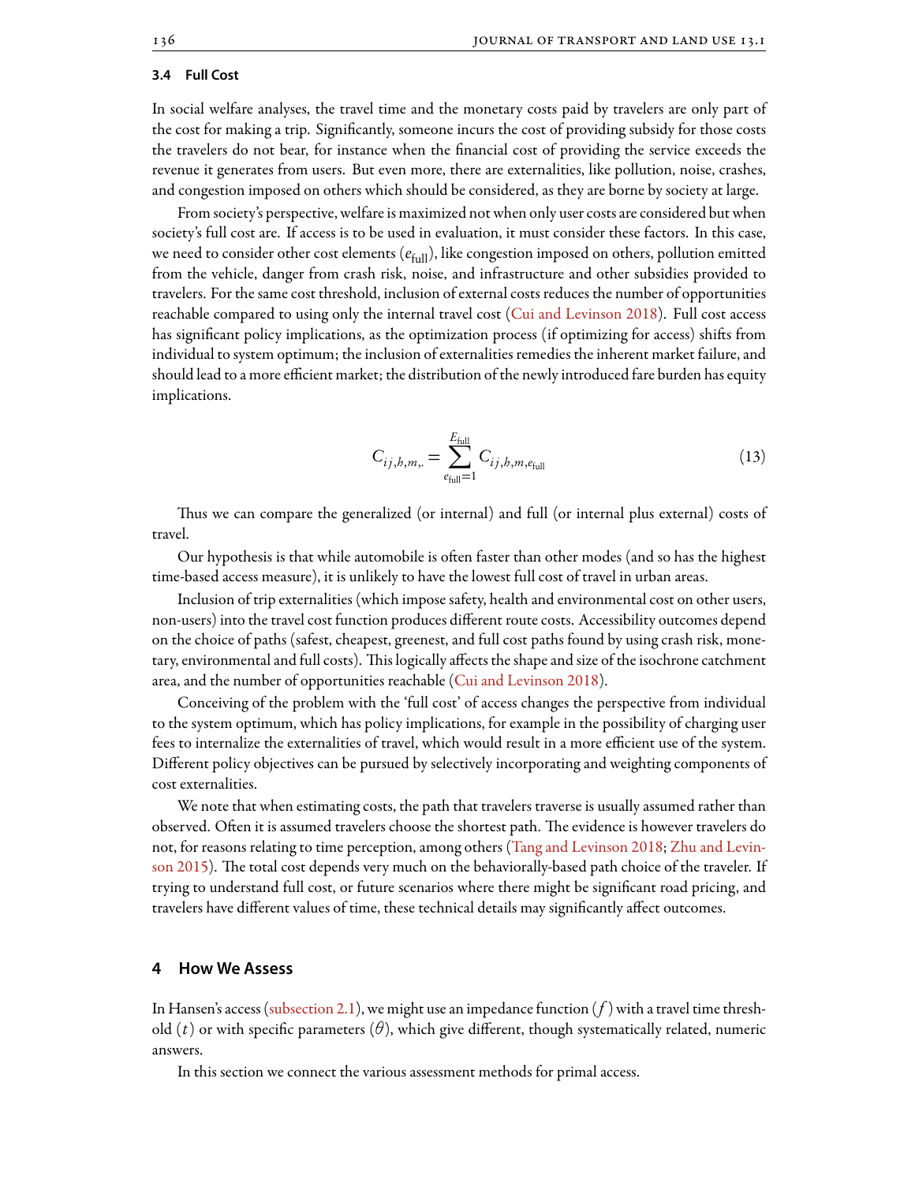### 3.4 Full Cost

In social welfare analyses, the travel time and the monetary costs paid by travelers are only part of the cost for making a trip. Significantly, someone incurs the cost of providing subsidy for those costs the travelers do not bear, for instance when the financial cost of providing the service exceeds the revenue it generates from users. But even more, there are externalities, like pollution, noise, crashes, and congestion imposed on others which should be considered, as they are borne by society at large.

From society's perspective, welfare is maximized not when only user costs are considered but when society's full cost are. If access is to be used in evaluation, it must consider these factors. In this case, we need to consider other cost elements ($e_{\text{full}}$), like congestion imposed on others, pollution emitted from the vehicle, danger from crash risk, noise, and infrastructure and other subsidies provided to travelers. For the same cost threshold, inclusion of external costs reduces the number of opportunities reachable compared to using only the internal travel cost (Cui and Levinson 2018). Full cost access has significant policy implications, as the optimization process (if optimizing for access) shifts from individual to system optimum; the inclusion of externalities remedies the inherent market failure, and should lead to a more efficient market; the distribution of the newly introduced fare burden has equity implications.

$$C_{ij,h,m,\cdot} = \sum_{e_{\text{full}}=1}^{E_{\text{full}}} C_{ij,h,m,e_{\text{full}}} \tag{13}$$

Thus we can compare the generalized (or internal) and full (or internal plus external) costs of travel.

Our hypothesis is that while automobile is often faster than other modes (and so has the highest time-based access measure), it is unlikely to have the lowest full cost of travel in urban areas.

Inclusion of trip externalities (which impose safety, health and environmental cost on other users, non-users) into the travel cost function produces different route costs. Accessibility outcomes depend on the choice of paths (safest, cheapest, greenest, and full cost paths found by using crash risk, monetary, environmental and full costs). This logically affects the shape and size of the isochrone catchment area, and the number of opportunities reachable (Cui and Levinson 2018).

Conceiving of the problem with the 'full cost' of access changes the perspective from individual to the system optimum, which has policy implications, for example in the possibility of charging user fees to internalize the externalities of travel, which would result in a more efficient use of the system. Different policy objectives can be pursued by selectively incorporating and weighting components of cost externalities.

We note that when estimating costs, the path that travelers traverse is usually assumed rather than observed. Often it is assumed travelers choose the shortest path. The evidence is however travelers do not, for reasons relating to time perception, among others (Tang and Levinson 2018; Zhu and Levinson 2015). The total cost depends very much on the behaviorally-based path choice of the traveler. If trying to understand full cost, or future scenarios where there might be significant road pricing, and travelers have different values of time, these technical details may significantly affect outcomes.

## 4 How We Assess

In Hansen's access (subsection 2.1), we might use an impedance function ($f$) with a travel time threshold ($t$) or with specific parameters ($\theta$), which give different, though systematically related, numeric answers.

In this section we connect the various assessment methods for primal access.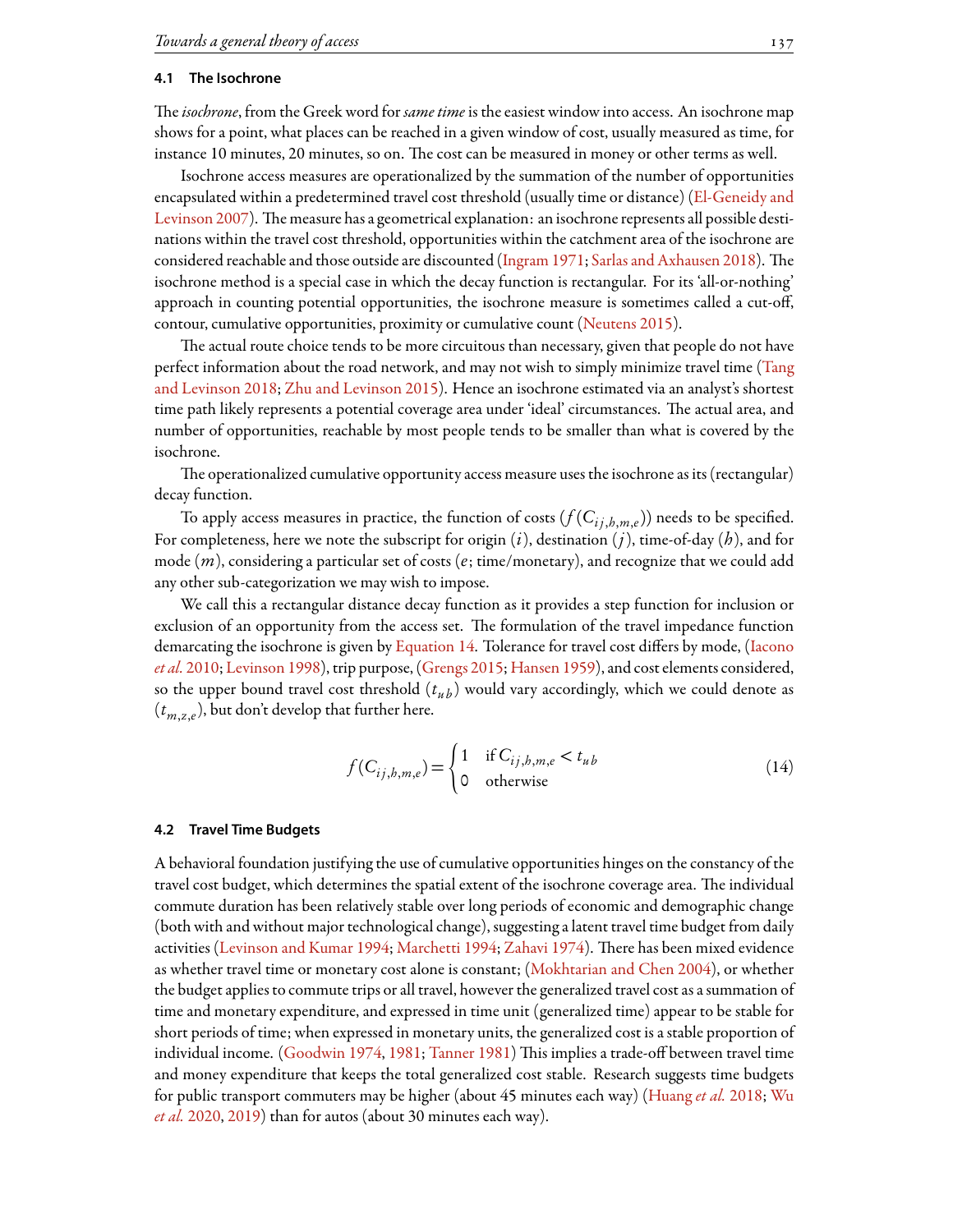### 4.1 The Isochrone

The *isochrone*, from the Greek word for *same time* is the easiest window into access. An isochrone map shows for a point, what places can be reached in a given window of cost, usually measured as time, for instance 10 minutes, 20 minutes, so on. The cost can be measured in money or other terms as well.

Isochrone access measures are operationalized by the summation of the number of opportunities encapsulated within a predetermined travel cost threshold (usually time or distance) (El-Geneidy and Levinson 2007). The measure has a geometrical explanation: an isochrone represents all possible destinations within the travel cost threshold, opportunities within the catchment area of the isochrone are considered reachable and those outside are discounted (Ingram 1971; Sarlas and Axhausen 2018). The isochrone method is a special case in which the decay function is rectangular. For its 'all-or-nothing' approach in counting potential opportunities, the isochrone measure is sometimes called a cut-off, contour, cumulative opportunities, proximity or cumulative count (Neutens 2015).

The actual route choice tends to be more circuitous than necessary, given that people do not have perfect information about the road network, and may not wish to simply minimize travel time (Tang and Levinson 2018; Zhu and Levinson 2015). Hence an isochrone estimated via an analyst's shortest time path likely represents a potential coverage area under 'ideal' circumstances. The actual area, and number of opportunities, reachable by most people tends to be smaller than what is covered by the isochrone.

The operationalized cumulative opportunity access measure uses the isochrone as its (rectangular) decay function.

To apply access measures in practice, the function of costs ($f(C_{ij,h,m,e})$) needs to be specified. For completeness, here we note the subscript for origin ($i$), destination ($j$), time-of-day ($h$), and for mode ($m$), considering a particular set of costs ($e$; time/monetary), and recognize that we could add any other sub-categorization we may wish to impose.

We call this a rectangular distance decay function as it provides a step function for inclusion or exclusion of an opportunity from the access set. The formulation of the travel impedance function demarcating the isochrone is given by Equation 14. Tolerance for travel cost differs by mode, (Iacono *et al.* 2010; Levinson 1998), trip purpose, (Grengs 2015; Hansen 1959), and cost elements considered, so the upper bound travel cost threshold ($t_{ub}$) would vary accordingly, which we could denote as ($t_{m,z,e}$), but don't develop that further here.

$$f(C_{ij,h,m,e}) = \begin{cases} 1 & \text{if } C_{ij,h,m,e} < t_{ub} \\ 0 & \text{otherwise} \end{cases} \tag{14}$$

### 4.2 Travel Time Budgets

A behavioral foundation justifying the use of cumulative opportunities hinges on the constancy of the travel cost budget, which determines the spatial extent of the isochrone coverage area. The individual commute duration has been relatively stable over long periods of economic and demographic change (both with and without major technological change), suggesting a latent travel time budget from daily activities (Levinson and Kumar 1994; Marchetti 1994; Zahavi 1974). There has been mixed evidence as whether travel time or monetary cost alone is constant; (Mokhtarian and Chen 2004), or whether the budget applies to commute trips or all travel, however the generalized travel cost as a summation of time and monetary expenditure, and expressed in time unit (generalized time) appear to be stable for short periods of time; when expressed in monetary units, the generalized cost is a stable proportion of individual income. (Goodwin 1974, 1981; Tanner 1981) This implies a trade-off between travel time and money expenditure that keeps the total generalized cost stable. Research suggests time budgets for public transport commuters may be higher (about 45 minutes each way) (Huang *et al.* 2018; Wu *et al.* 2020, 2019) than for autos (about 30 minutes each way).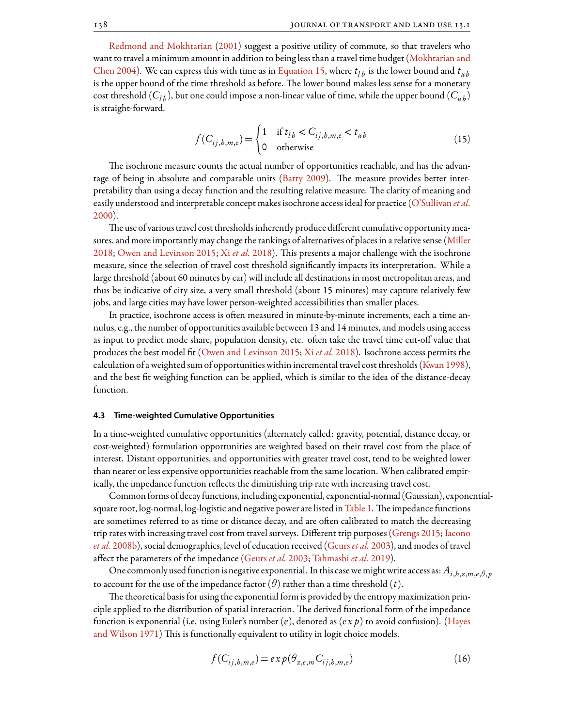Redmond and Mokhtarian (2001) suggest a positive utility of commute, so that travelers who want to travel a minimum amount in addition to being less than a travel time budget (Mokhtarian and Chen 2004). We can express this with time as in Equation 15, where $t_{lb}$ is the lower bound and $t_{ub}$ is the upper bound of the time threshold as before. The lower bound makes less sense for a monetary cost threshold ($C_{lb}$), but one could impose a non-linear value of time, while the upper bound ($C_{ub}$) is straight-forward.

$$f(C_{ij,h,m,e}) = \begin{cases} 1 & \text{if } t_{lb} < C_{ij,h,m,e} < t_{ub} \\ 0 & \text{otherwise} \end{cases} \tag{15}$$

The isochrone measure counts the actual number of opportunities reachable, and has the advantage of being in absolute and comparable units (Batty 2009). The measure provides better interpretability than using a decay function and the resulting relative measure. The clarity of meaning and easily understood and interpretable concept makes isochrone access ideal for practice (O'Sullivan *et al.* 2000).

The use of various travel cost thresholds inherently produce different cumulative opportunity measures, and more importantly may change the rankings of alternatives of places in a relative sense (Miller 2018; Owen and Levinson 2015; Xi *et al.* 2018). This presents a major challenge with the isochrone measure, since the selection of travel cost threshold significantly impacts its interpretation. While a large threshold (about 60 minutes by car) will include all destinations in most metropolitan areas, and thus be indicative of city size, a very small threshold (about 15 minutes) may capture relatively few jobs, and large cities may have lower person-weighted accessibilities than smaller places.

In practice, isochrone access is often measured in minute-by-minute increments, each a time annulus, e.g., the number of opportunities available between 13 and 14 minutes, and models using access as input to predict mode share, population density, etc. often take the travel time cut-off value that produces the best model fit (Owen and Levinson 2015; Xi *et al.* 2018). Isochrone access permits the calculation of a weighted sum of opportunities within incremental travel cost thresholds (Kwan 1998), and the best fit weighing function can be applied, which is similar to the idea of the distance-decay function.

### 4.3 Time-weighted Cumulative Opportunities

In a time-weighted cumulative opportunities (alternately called: gravity, potential, distance decay, or cost-weighted) formulation opportunities are weighted based on their travel cost from the place of interest. Distant opportunities, and opportunities with greater travel cost, tend to be weighted lower than nearer or less expensive opportunities reachable from the same location. When calibrated empirically, the impedance function reflects the diminishing trip rate with increasing travel cost.

Common forms of decay functions, including exponential, exponential-normal (Gaussian), exponential-square root, log-normal, log-logistic and negative power are listed in Table 1. The impedance functions are sometimes referred to as time or distance decay, and are often calibrated to match the decreasing trip rates with increasing travel cost from travel surveys. Different trip purposes (Grengs 2015; Iacono *et al.* 2008b), social demographics, level of education received (Geurs *et al.* 2003), and modes of travel affect the parameters of the impedance (Geurs *et al.* 2003; Tahmasbi *et al.* 2019).

One commonly used function is negative exponential. In this case we might write access as: $A_{i,h,z,m,e,\theta,p}$ to account for the use of the impedance factor ($\theta$) rather than a time threshold ($t$).

The theoretical basis for using the exponential form is provided by the entropy maximization principle applied to the distribution of spatial interaction. The derived functional form of the impedance function is exponential (i.e. using Euler's number ($e$), denoted as ($exp$) to avoid confusion). (Hayes and Wilson 1971) This is functionally equivalent to utility in logit choice models.

$$f(C_{ij,h,m,e}) = exp(\theta_{z,e,m} C_{ij,h,m,e}) \tag{16}$$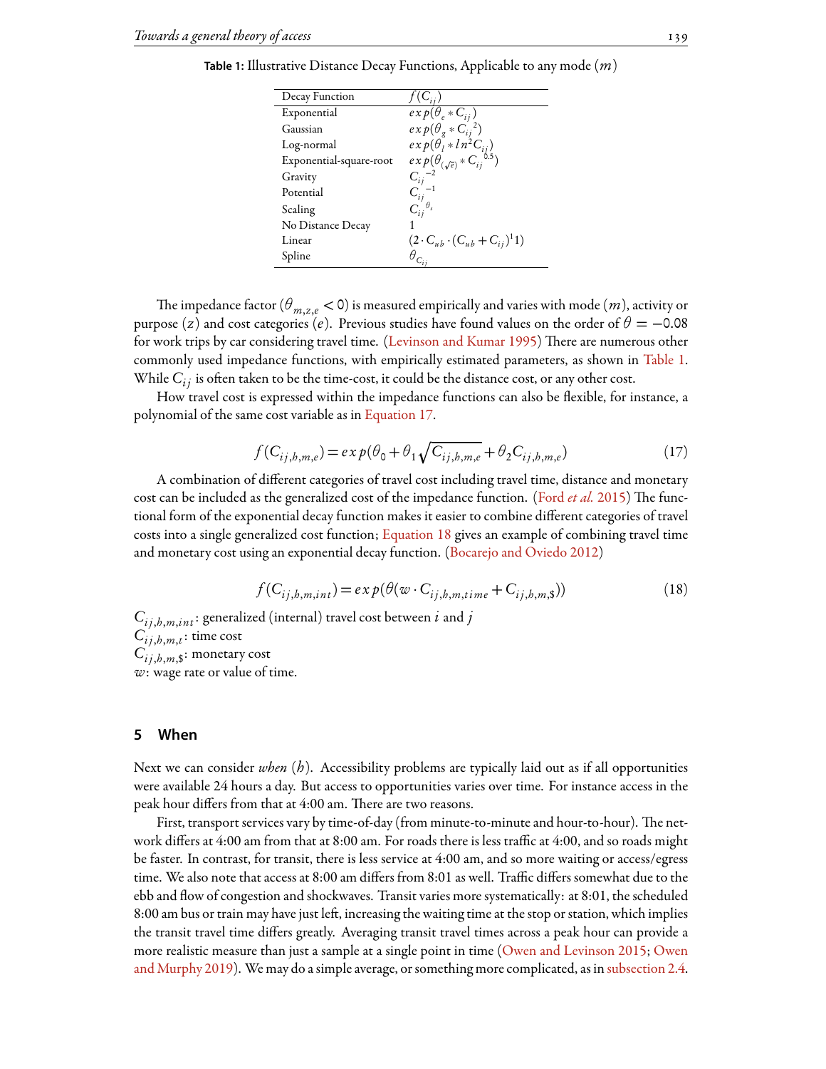**Table 1:** Illustrative Distance Decay Functions, Applicable to any mode ($m$)

| Decay Function | $f(C_{ij})$ |
|---|---|
| Exponential | $exp(\theta_e * C_{ij})$ |
| Gaussian | $exp(\theta_g * C_{ij}^2)$ |
| Log-normal | $exp(\theta_l * ln^2 C_{ij})$ |
| Exponential-square-root | $exp(\theta_{(\sqrt{e})} * C_{ij}^{0.5})$ |
| Gravity | $C_{ij}^{-2}$ |
| Potential | $C_{ij}^{-1}$ |
| Scaling | $C_{ij}^{\theta_s}$ |
| No Distance Decay | 1 |
| Linear | $(2 \cdot C_{ub} \cdot (C_{ub} + C_{ij})^1 1)$ |
| Spline | $\theta_{C_{ij}}$ |

The impedance factor ($\theta_{m,z,e} < 0$) is measured empirically and varies with mode ($m$), activity or purpose ($z$) and cost categories ($e$). Previous studies have found values on the order of $\theta = -0.08$ for work trips by car considering travel time. (Levinson and Kumar 1995) There are numerous other commonly used impedance functions, with empirically estimated parameters, as shown in Table 1. While $C_{ij}$ is often taken to be the time-cost, it could be the distance cost, or any other cost.

How travel cost is expressed within the impedance functions can also be flexible, for instance, a polynomial of the same cost variable as in Equation 17.

$$f(C_{ij,h,m,e}) = exp(\theta_0 + \theta_1 \sqrt{C_{ij,h,m,e}} + \theta_2 C_{ij,h,m,e}) \tag{17}$$

A combination of different categories of travel cost including travel time, distance and monetary cost can be included as the generalized cost of the impedance function. (Ford *et al.* 2015) The functional form of the exponential decay function makes it easier to combine different categories of travel costs into a single generalized cost function; Equation 18 gives an example of combining travel time and monetary cost using an exponential decay function. (Bocarejo and Oviedo 2012)

$$f(C_{ij,h,m,int}) = exp(\theta(w \cdot C_{ij,h,m,time} + C_{ij,h,m,\$})) \tag{18}$$

$C_{ij,h,m,int}$: generalized (internal) travel cost between $i$ and $j$
$C_{ij,h,m,t}$: time cost
$C_{ij,h,m,\$}$: monetary cost
$w$: wage rate or value of time.

## 5 When

Next we can consider *when* ($h$). Accessibility problems are typically laid out as if all opportunities were available 24 hours a day. But access to opportunities varies over time. For instance access in the peak hour differs from that at 4:00 am. There are two reasons.

First, transport services vary by time-of-day (from minute-to-minute and hour-to-hour). The network differs at 4:00 am from that at 8:00 am. For roads there is less traffic at 4:00, and so roads might be faster. In contrast, for transit, there is less service at 4:00 am, and so more waiting or access/egress time. We also note that access at 8:00 am differs from 8:01 as well. Traffic differs somewhat due to the ebb and flow of congestion and shockwaves. Transit varies more systematically: at 8:01, the scheduled 8:00 am bus or train may have just left, increasing the waiting time at the stop or station, which implies the transit travel time differs greatly. Averaging transit travel times across a peak hour can provide a more realistic measure than just a sample at a single point in time (Owen and Levinson 2015; Owen and Murphy 2019). We may do a simple average, or something more complicated, as in subsection 2.4.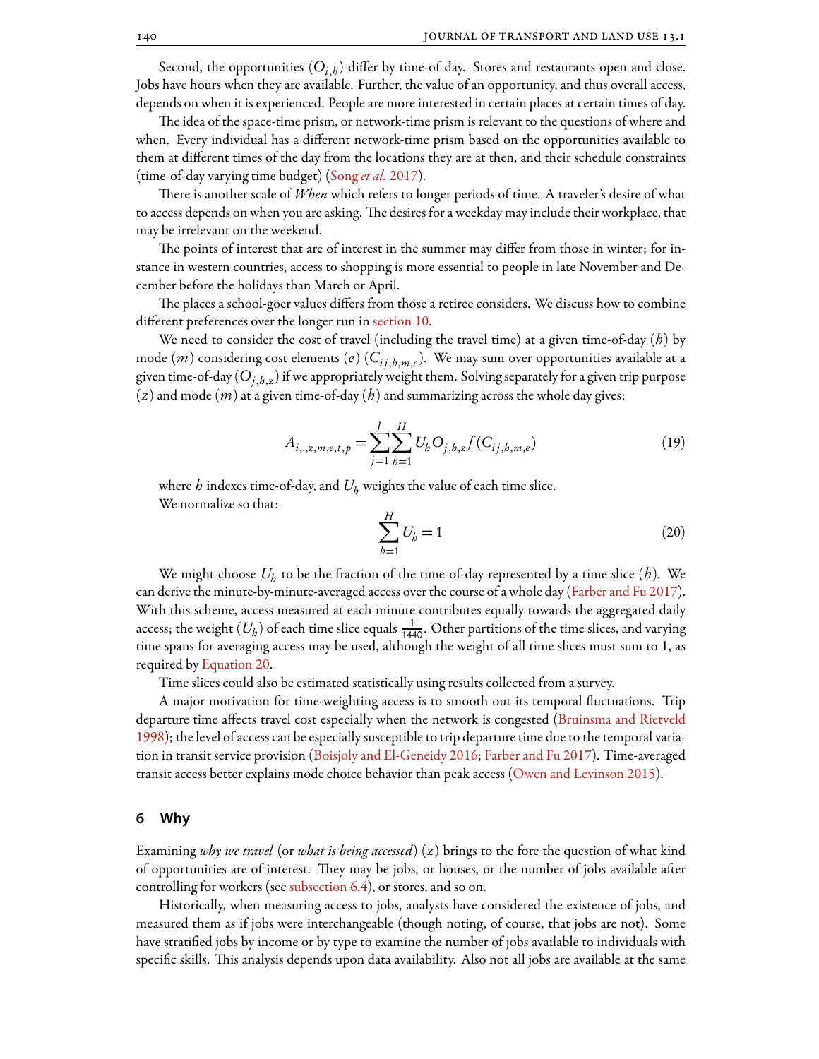Second, the opportunities ($O_{i,h}$) differ by time-of-day. Stores and restaurants open and close. Jobs have hours when they are available. Further, the value of an opportunity, and thus overall access, depends on when it is experienced. People are more interested in certain places at certain times of day.

The idea of the space-time prism, or network-time prism is relevant to the questions of where and when. Every individual has a different network-time prism based on the opportunities available to them at different times of the day from the locations they are at then, and their schedule constraints (time-of-day varying time budget) (Song *et al.* 2017).

There is another scale of *When* which refers to longer periods of time. A traveler's desire of what to access depends on when you are asking. The desires for a weekday may include their workplace, that may be irrelevant on the weekend.

The points of interest that are of interest in the summer may differ from those in winter; for instance in western countries, access to shopping is more essential to people in late November and December before the holidays than March or April.

The places a school-goer values differs from those a retiree considers. We discuss how to combine different preferences over the longer run in section 10.

We need to consider the cost of travel (including the travel time) at a given time-of-day ($h$) by mode ($m$) considering cost elements ($e$) ($C_{ij,h,m,e}$). We may sum over opportunities available at a given time-of-day ($O_{j,h,z}$) if we appropriately weight them. Solving separately for a given trip purpose ($z$) and mode ($m$) at a given time-of-day ($h$) and summarizing across the whole day gives:

$$A_{i,.,z,m,e,t,p} = \sum_{j=1}^{J} \sum_{h=1}^{H} U_h O_{j,h,z} f(C_{ij,h,m,e}) \tag{19}$$

where $h$ indexes time-of-day, and $U_h$ weights the value of each time slice.

We normalize so that:

$$\sum_{h=1}^{H} U_h = 1 \tag{20}$$

We might choose $U_h$ to be the fraction of the time-of-day represented by a time slice ($h$). We can derive the minute-by-minute-averaged access over the course of a whole day (Farber and Fu 2017). With this scheme, access measured at each minute contributes equally towards the aggregated daily access; the weight ($U_h$) of each time slice equals $\frac{1}{1440}$. Other partitions of the time slices, and varying time spans for averaging access may be used, although the weight of all time slices must sum to 1, as required by Equation 20.

Time slices could also be estimated statistically using results collected from a survey.

A major motivation for time-weighting access is to smooth out its temporal fluctuations. Trip departure time affects travel cost especially when the network is congested (Bruinsma and Rietveld 1998); the level of access can be especially susceptible to trip departure time due to the temporal variation in transit service provision (Boisjoly and El-Geneidy 2016; Farber and Fu 2017). Time-averaged transit access better explains mode choice behavior than peak access (Owen and Levinson 2015).

## 6 Why

Examining *why we travel* (or *what is being accessed*) ($z$) brings to the fore the question of what kind of opportunities are of interest. They may be jobs, or houses, or the number of jobs available after controlling for workers (see subsection 6.4), or stores, and so on.

Historically, when measuring access to jobs, analysts have considered the existence of jobs, and measured them as if jobs were interchangeable (though noting, of course, that jobs are not). Some have stratified jobs by income or by type to examine the number of jobs available to individuals with specific skills. This analysis depends upon data availability. Also not all jobs are available at the same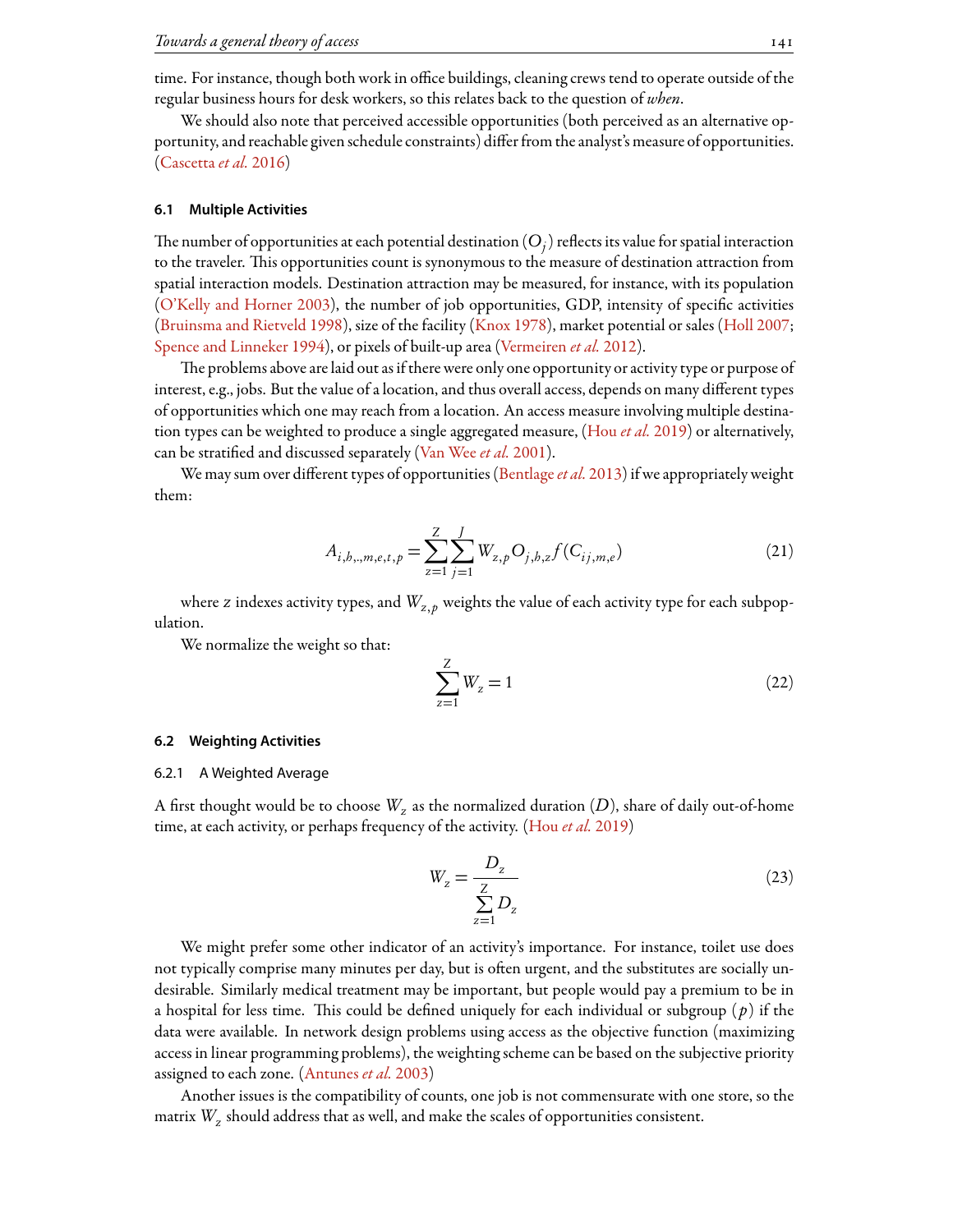time. For instance, though both work in office buildings, cleaning crews tend to operate outside of the regular business hours for desk workers, so this relates back to the question of *when*.

We should also note that perceived accessible opportunities (both perceived as an alternative opportunity, and reachable given schedule constraints) differ from the analyst's measure of opportunities. (Cascetta *et al.* 2016)

### 6.1 Multiple Activities

The number of opportunities at each potential destination ($O_j$) reflects its value for spatial interaction to the traveler. This opportunities count is synonymous to the measure of destination attraction from spatial interaction models. Destination attraction may be measured, for instance, with its population (O'Kelly and Horner 2003), the number of job opportunities, GDP, intensity of specific activities (Bruinsma and Rietveld 1998), size of the facility (Knox 1978), market potential or sales (Holl 2007; Spence and Linneker 1994), or pixels of built-up area (Vermeiren *et al.* 2012).

The problems above are laid out as if there were only one opportunity or activity type or purpose of interest, e.g., jobs. But the value of a location, and thus overall access, depends on many different types of opportunities which one may reach from a location. An access measure involving multiple destination types can be weighted to produce a single aggregated measure, (Hou *et al.* 2019) or alternatively, can be stratified and discussed separately (Van Wee *et al.* 2001).

We may sum over different types of opportunities (Bentlage *et al.* 2013) if we appropriately weight them:

$$A_{i,h,.,m,e,t,p} = \sum_{z=1}^{Z} \sum_{j=1}^{J} W_{z,p} O_{j,h,z} f(C_{ij,m,e}) \tag{21}$$

where $z$ indexes activity types, and $W_{z,p}$ weights the value of each activity type for each subpopulation.

We normalize the weight so that:

$$\sum_{z=1}^{Z} W_z = 1 \tag{22}$$

### 6.2 Weighting Activities

#### 6.2.1 A Weighted Average

A first thought would be to choose $W_z$ as the normalized duration ($D$), share of daily out-of-home time, at each activity, or perhaps frequency of the activity. (Hou *et al.* 2019)

$$W_z = \frac{D_z}{\sum_{z=1}^{Z} D_z} \tag{23}$$

We might prefer some other indicator of an activity's importance. For instance, toilet use does not typically comprise many minutes per day, but is often urgent, and the substitutes are socially undesirable. Similarly medical treatment may be important, but people would pay a premium to be in a hospital for less time. This could be defined uniquely for each individual or subgroup ($p$) if the data were available. In network design problems using access as the objective function (maximizing access in linear programming problems), the weighting scheme can be based on the subjective priority assigned to each zone. (Antunes *et al.* 2003)

Another issues is the compatibility of counts, one job is not commensurate with one store, so the matrix $W_z$ should address that as well, and make the scales of opportunities consistent.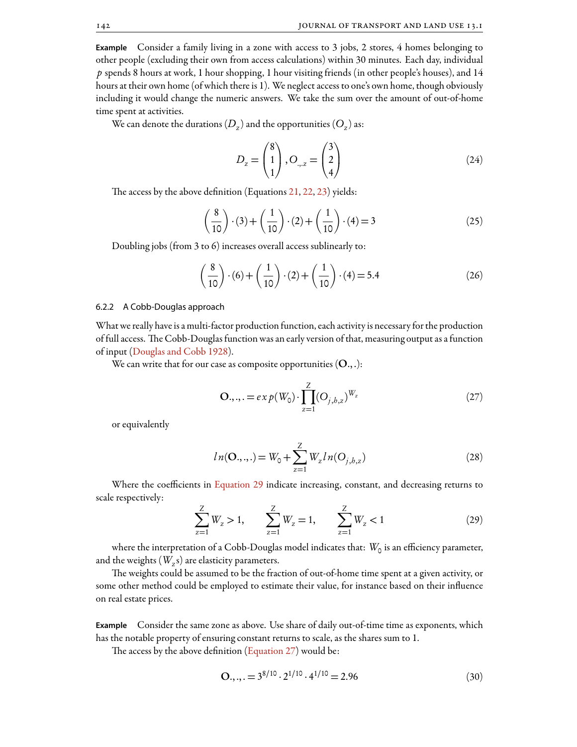**Example** Consider a family living in a zone with access to 3 jobs, 2 stores, 4 homes belonging to other people (excluding their own from access calculations) within 30 minutes. Each day, individual $p$ spends 8 hours at work, 1 hour shopping, 1 hour visiting friends (in other people's houses), and 14 hours at their own home (of which there is 1). We neglect access to one's own home, though obviously including it would change the numeric answers. We take the sum over the amount of out-of-home time spent at activities.

We can denote the durations ($D_z$) and the opportunities ($O_z$) as:

$$D_z = \begin{pmatrix} 8 \\ 1 \\ 1 \end{pmatrix}, O_{.,.,z} = \begin{pmatrix} 3 \\ 2 \\ 4 \end{pmatrix} \tag{24}$$

The access by the above definition (Equations 21, 22, 23) yields:

$$\left(\frac{8}{10}\right)\cdot(3)+\left(\frac{1}{10}\right)\cdot(2)+\left(\frac{1}{10}\right)\cdot(4)=3 \tag{25}$$

Doubling jobs (from 3 to 6) increases overall access sublinearly to:

$$\left(\frac{8}{10}\right)\cdot(6)+\left(\frac{1}{10}\right)\cdot(2)+\left(\frac{1}{10}\right)\cdot(4)=5.4 \tag{26}$$

#### 6.2.2 A Cobb-Douglas approach

What we really have is a multi-factor production function, each activity is necessary for the production of full access. The Cobb-Douglas function was an early version of that, measuring output as a function of input (Douglas and Cobb 1928).

We can write that for our case as composite opportunities ($\mathbf{O}.,.$):

$$\mathbf{O}.,.,. = exp(W_0)\cdot\prod_{z=1}^{Z}(O_{j,h,z})^{W_z} \tag{27}$$

or equivalently

$$ln(\mathbf{O}.,.,.) = W_0 + \sum_{z=1}^{Z} W_z ln(O_{j,h,z}) \tag{28}$$

Where the coefficients in Equation 29 indicate increasing, constant, and decreasing returns to scale respectively:

$$\sum_{z=1}^{Z} W_z > 1, \qquad \sum_{z=1}^{Z} W_z = 1, \qquad \sum_{z=1}^{Z} W_z < 1 \tag{29}$$

where the interpretation of a Cobb-Douglas model indicates that: $W_0$ is an efficiency parameter, and the weights ($W_z$s) are elasticity parameters.

The weights could be assumed to be the fraction of out-of-home time spent at a given activity, or some other method could be employed to estimate their value, for instance based on their influence on real estate prices.

**Example** Consider the same zone as above. Use share of daily out-of-time time as exponents, which has the notable property of ensuring constant returns to scale, as the shares sum to 1.

The access by the above definition (Equation 27) would be:

$$\mathbf{O}.,.,. = 3^{8/10}\cdot 2^{1/10}\cdot 4^{1/10} = 2.96 \tag{30}$$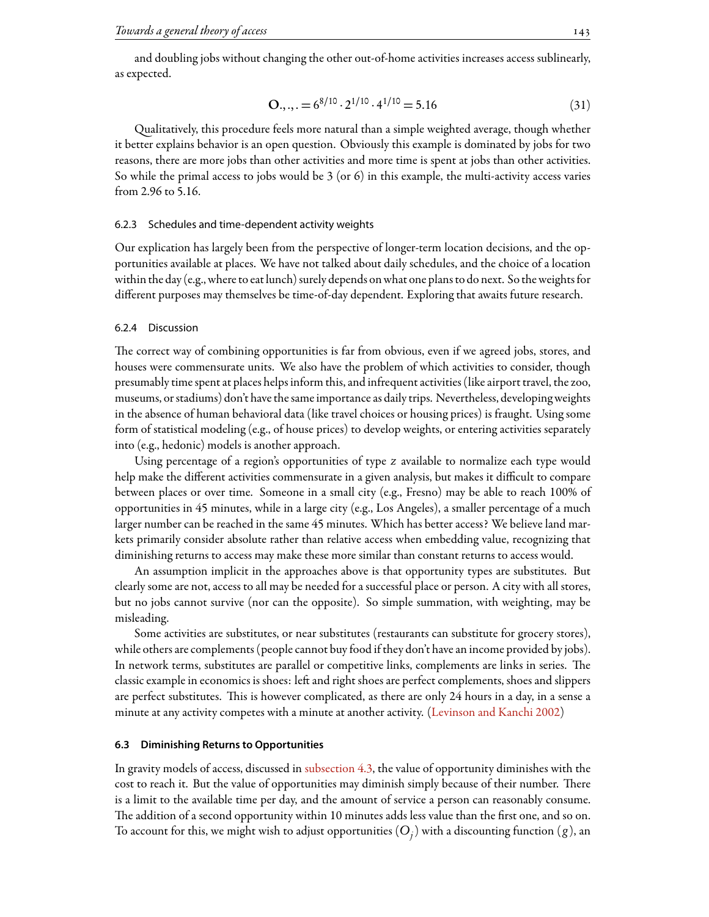and doubling jobs without changing the other out-of-home activities increases access sublinearly, as expected.

$$\mathbf{O}_{\cdot,\cdot,\cdot} = 6^{8/10} \cdot 2^{1/10} \cdot 4^{1/10} = 5.16 \tag{31}$$

Qualitatively, this procedure feels more natural than a simple weighted average, though whether it better explains behavior is an open question. Obviously this example is dominated by jobs for two reasons, there are more jobs than other activities and more time is spent at jobs than other activities. So while the primal access to jobs would be 3 (or 6) in this example, the multi-activity access varies from 2.96 to 5.16.

#### 6.2.3 Schedules and time-dependent activity weights

Our explication has largely been from the perspective of longer-term location decisions, and the opportunities available at places. We have not talked about daily schedules, and the choice of a location within the day (e.g., where to eat lunch) surely depends on what one plans to do next. So the weights for different purposes may themselves be time-of-day dependent. Exploring that awaits future research.

#### 6.2.4 Discussion

The correct way of combining opportunities is far from obvious, even if we agreed jobs, stores, and houses were commensurate units. We also have the problem of which activities to consider, though presumably time spent at places helps inform this, and infrequent activities (like airport travel, the zoo, museums, or stadiums) don't have the same importance as daily trips. Nevertheless, developing weights in the absence of human behavioral data (like travel choices or housing prices) is fraught. Using some form of statistical modeling (e.g., of house prices) to develop weights, or entering activities separately into (e.g., hedonic) models is another approach.

Using percentage of a region's opportunities of type $z$ available to normalize each type would help make the different activities commensurate in a given analysis, but makes it difficult to compare between places or over time. Someone in a small city (e.g., Fresno) may be able to reach 100% of opportunities in 45 minutes, while in a large city (e.g., Los Angeles), a smaller percentage of a much larger number can be reached in the same 45 minutes. Which has better access? We believe land markets primarily consider absolute rather than relative access when embedding value, recognizing that diminishing returns to access may make these more similar than constant returns to access would.

An assumption implicit in the approaches above is that opportunity types are substitutes. But clearly some are not, access to all may be needed for a successful place or person. A city with all stores, but no jobs cannot survive (nor can the opposite). So simple summation, with weighting, may be misleading.

Some activities are substitutes, or near substitutes (restaurants can substitute for grocery stores), while others are complements (people cannot buy food if they don't have an income provided by jobs). In network terms, substitutes are parallel or competitive links, complements are links in series. The classic example in economics is shoes: left and right shoes are perfect complements, shoes and slippers are perfect substitutes. This is however complicated, as there are only 24 hours in a day, in a sense a minute at any activity competes with a minute at another activity. (Levinson and Kanchi 2002)

### 6.3 Diminishing Returns to Opportunities

In gravity models of access, discussed in subsection 4.3, the value of opportunity diminishes with the cost to reach it. But the value of opportunities may diminish simply because of their number. There is a limit to the available time per day, and the amount of service a person can reasonably consume. The addition of a second opportunity within 10 minutes adds less value than the first one, and so on. To account for this, we might wish to adjust opportunities ($O_j$) with a discounting function ($g$), an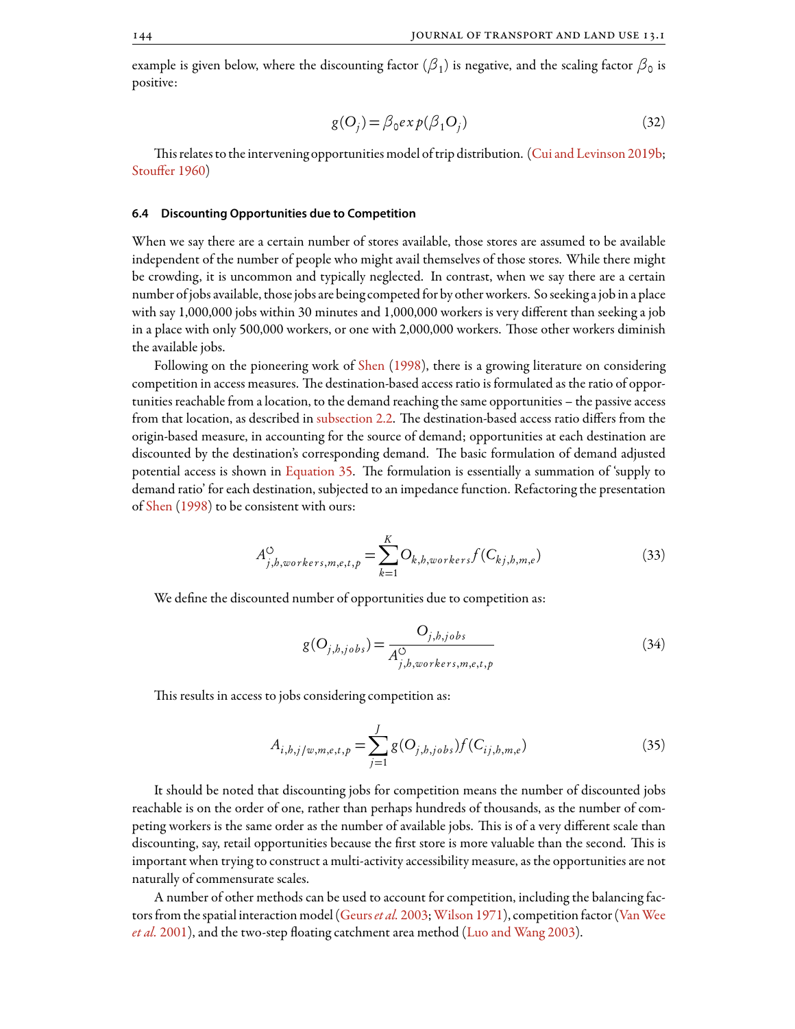example is given below, where the discounting factor ($\beta_1$) is negative, and the scaling factor $\beta_0$ is positive:

$$g(O_j) = \beta_0 exp(\beta_1 O_j) \tag{32}$$

This relates to the intervening opportunities model of trip distribution. (Cui and Levinson 2019b; Stouffer 1960)

### 6.4 Discounting Opportunities due to Competition

When we say there are a certain number of stores available, those stores are assumed to be available independent of the number of people who might avail themselves of those stores. While there might be crowding, it is uncommon and typically neglected. In contrast, when we say there are a certain number of jobs available, those jobs are being competed for by other workers. So seeking a job in a place with say 1,000,000 jobs within 30 minutes and 1,000,000 workers is very different than seeking a job in a place with only 500,000 workers, or one with 2,000,000 workers. Those other workers diminish the available jobs.

Following on the pioneering work of Shen (1998), there is a growing literature on considering competition in access measures. The destination-based access ratio is formulated as the ratio of opportunities reachable from a location, to the demand reaching the same opportunities – the passive access from that location, as described in subsection 2.2. The destination-based access ratio differs from the origin-based measure, in accounting for the source of demand; opportunities at each destination are discounted by the destination's corresponding demand. The basic formulation of demand adjusted potential access is shown in Equation 35. The formulation is essentially a summation of 'supply to demand ratio' for each destination, subjected to an impedance function. Refactoring the presentation of Shen (1998) to be consistent with ours:

$$A^{\circlearrowleft}_{j,h,workers,m,e,t,p} = \sum_{k=1}^{K} O_{k,h,workers} f(C_{kj,h,m,e}) \tag{33}$$

We define the discounted number of opportunities due to competition as:

$$g(O_{j,h,jobs}) = \frac{O_{j,h,jobs}}{A^{\circlearrowleft}_{j,h,workers,m,e,t,p}} \tag{34}$$

This results in access to jobs considering competition as:

$$A_{i,h,j/w,m,e,t,p} = \sum_{j=1}^{J} g(O_{j,h,jobs}) f(C_{ij,h,m,e}) \tag{35}$$

It should be noted that discounting jobs for competition means the number of discounted jobs reachable is on the order of one, rather than perhaps hundreds of thousands, as the number of competing workers is the same order as the number of available jobs. This is of a very different scale than discounting, say, retail opportunities because the first store is more valuable than the second. This is important when trying to construct a multi-activity accessibility measure, as the opportunities are not naturally of commensurate scales.

A number of other methods can be used to account for competition, including the balancing factors from the spatial interaction model (Geurs *et al.* 2003; Wilson 1971), competition factor (Van Wee *et al.* 2001), and the two-step floating catchment area method (Luo and Wang 2003).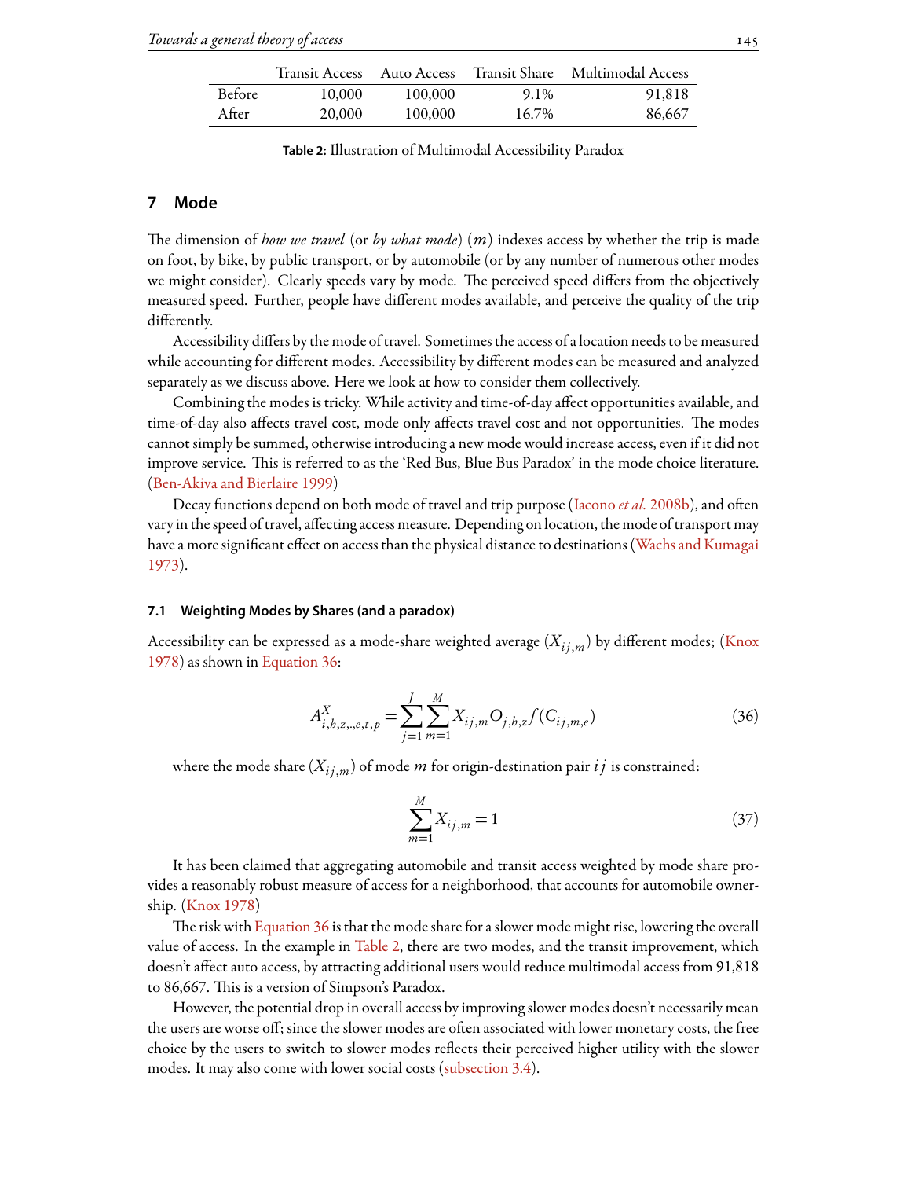|  | Transit Access | Auto Access | Transit Share | Multimodal Access |
|---|---|---|---|---|
| Before | 10,000 | 100,000 | 9.1% | 91,818 |
| After | 20,000 | 100,000 | 16.7% | 86,667 |

**Table 2:** Illustration of Multimodal Accessibility Paradox

## 7 Mode

The dimension of *how we travel* (or *by what mode*) ($m$) indexes access by whether the trip is made on foot, by bike, by public transport, or by automobile (or by any number of numerous other modes we might consider). Clearly speeds vary by mode. The perceived speed differs from the objectively measured speed. Further, people have different modes available, and perceive the quality of the trip differently.

Accessibility differs by the mode of travel. Sometimes the access of a location needs to be measured while accounting for different modes. Accessibility by different modes can be measured and analyzed separately as we discuss above. Here we look at how to consider them collectively.

Combining the modes is tricky. While activity and time-of-day affect opportunities available, and time-of-day also affects travel cost, mode only affects travel cost and not opportunities. The modes cannot simply be summed, otherwise introducing a new mode would increase access, even if it did not improve service. This is referred to as the 'Red Bus, Blue Bus Paradox' in the mode choice literature. (Ben-Akiva and Bierlaire 1999)

Decay functions depend on both mode of travel and trip purpose (Iacono *et al.* 2008b), and often vary in the speed of travel, affecting access measure. Depending on location, the mode of transport may have a more significant effect on access than the physical distance to destinations (Wachs and Kumagai 1973).

### 7.1 Weighting Modes by Shares (and a paradox)

Accessibility can be expressed as a mode-share weighted average ($X_{ij,m}$) by different modes; (Knox 1978) as shown in Equation 36:

$$A^{X}_{i,h,z,.,e,t,p} = \sum_{j=1}^{J}\sum_{m=1}^{M} X_{ij,m} O_{j,h,z} f(C_{ij,m,e}) \tag{36}$$

where the mode share ($X_{ij,m}$) of mode $m$ for origin-destination pair $ij$ is constrained:

$$\sum_{m=1}^{M} X_{ij,m} = 1 \tag{37}$$

It has been claimed that aggregating automobile and transit access weighted by mode share provides a reasonably robust measure of access for a neighborhood, that accounts for automobile ownership. (Knox 1978)

The risk with Equation 36 is that the mode share for a slower mode might rise, lowering the overall value of access. In the example in Table 2, there are two modes, and the transit improvement, which doesn't affect auto access, by attracting additional users would reduce multimodal access from 91,818 to 86,667. This is a version of Simpson's Paradox.

However, the potential drop in overall access by improving slower modes doesn't necessarily mean the users are worse off; since the slower modes are often associated with lower monetary costs, the free choice by the users to switch to slower modes reflects their perceived higher utility with the slower modes. It may also come with lower social costs (subsection 3.4).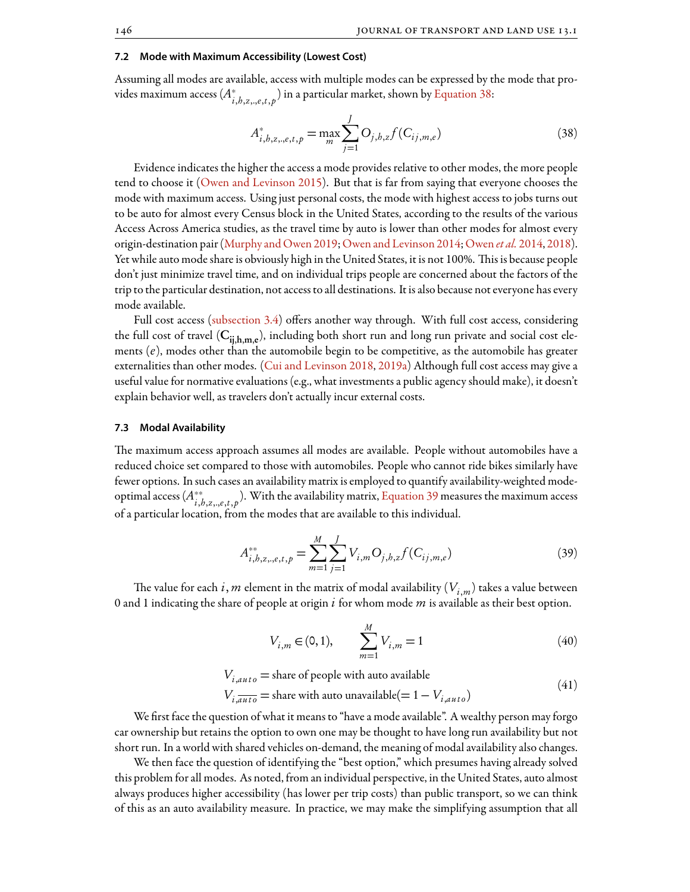### 7.2 Mode with Maximum Accessibility (Lowest Cost)

Assuming all modes are available, access with multiple modes can be expressed by the mode that provides maximum access ($A^{*}_{i,h,z,.,e,t,p}$) in a particular market, shown by Equation 38:

$$A^{*}_{i,h,z,.,e,t,p} = \max_{m} \sum_{j=1}^{J} O_{j,h,z} f(C_{ij,m,e}) \tag{38}$$

Evidence indicates the higher the access a mode provides relative to other modes, the more people tend to choose it (Owen and Levinson 2015). But that is far from saying that everyone chooses the mode with maximum access. Using just personal costs, the mode with highest access to jobs turns out to be auto for almost every Census block in the United States, according to the results of the various Access Across America studies, as the travel time by auto is lower than other modes for almost every origin-destination pair (Murphy and Owen 2019; Owen and Levinson 2014; Owen *et al.* 2014, 2018). Yet while auto mode share is obviously high in the United States, it is not 100%. This is because people don't just minimize travel time, and on individual trips people are concerned about the factors of the trip to the particular destination, not access to all destinations. It is also because not everyone has every mode available.

Full cost access (subsection 3.4) offers another way through. With full cost access, considering the full cost of travel ($\mathbf{C_{ij,h,m,e}}$), including both short run and long run private and social cost elements ($e$), modes other than the automobile begin to be competitive, as the automobile has greater externalities than other modes. (Cui and Levinson 2018, 2019a) Although full cost access may give a useful value for normative evaluations (e.g., what investments a public agency should make), it doesn't explain behavior well, as travelers don't actually incur external costs.

### 7.3 Modal Availability

The maximum access approach assumes all modes are available. People without automobiles have a reduced choice set compared to those with automobiles. People who cannot ride bikes similarly have fewer options. In such cases an availability matrix is employed to quantify availability-weighted mode-optimal access ($A^{**}_{i,h,z,.,e,t,p}$). With the availability matrix, Equation 39 measures the maximum access of a particular location, from the modes that are available to this individual.

$$A^{**}_{i,h,z,.,e,t,p} = \sum_{m=1}^{M} \sum_{j=1}^{J} V_{i,m} O_{j,h,z} f(C_{ij,m,e}) \tag{39}$$

The value for each $i, m$ element in the matrix of modal availability ($V_{i,m}$) takes a value between 0 and 1 indicating the share of people at origin $i$ for whom mode $m$ is available as their best option.

$$V_{i,m} \in (0,1), \qquad \sum_{m=1}^{M} V_{i,m} = 1 \tag{40}$$

$$\begin{aligned} V_{i,auto} &= \text{share of people with auto available} \\ V_{i,\overline{auto}} &= \text{share with auto unavailable}(= 1 - V_{i,auto}) \end{aligned} \tag{41}$$

We first face the question of what it means to "have a mode available". A wealthy person may forgo car ownership but retains the option to own one may be thought to have long run availability but not short run. In a world with shared vehicles on-demand, the meaning of modal availability also changes.

We then face the question of identifying the "best option," which presumes having already solved this problem for all modes. As noted, from an individual perspective, in the United States, auto almost always produces higher accessibility (has lower per trip costs) than public transport, so we can think of this as an auto availability measure. In practice, we may make the simplifying assumption that all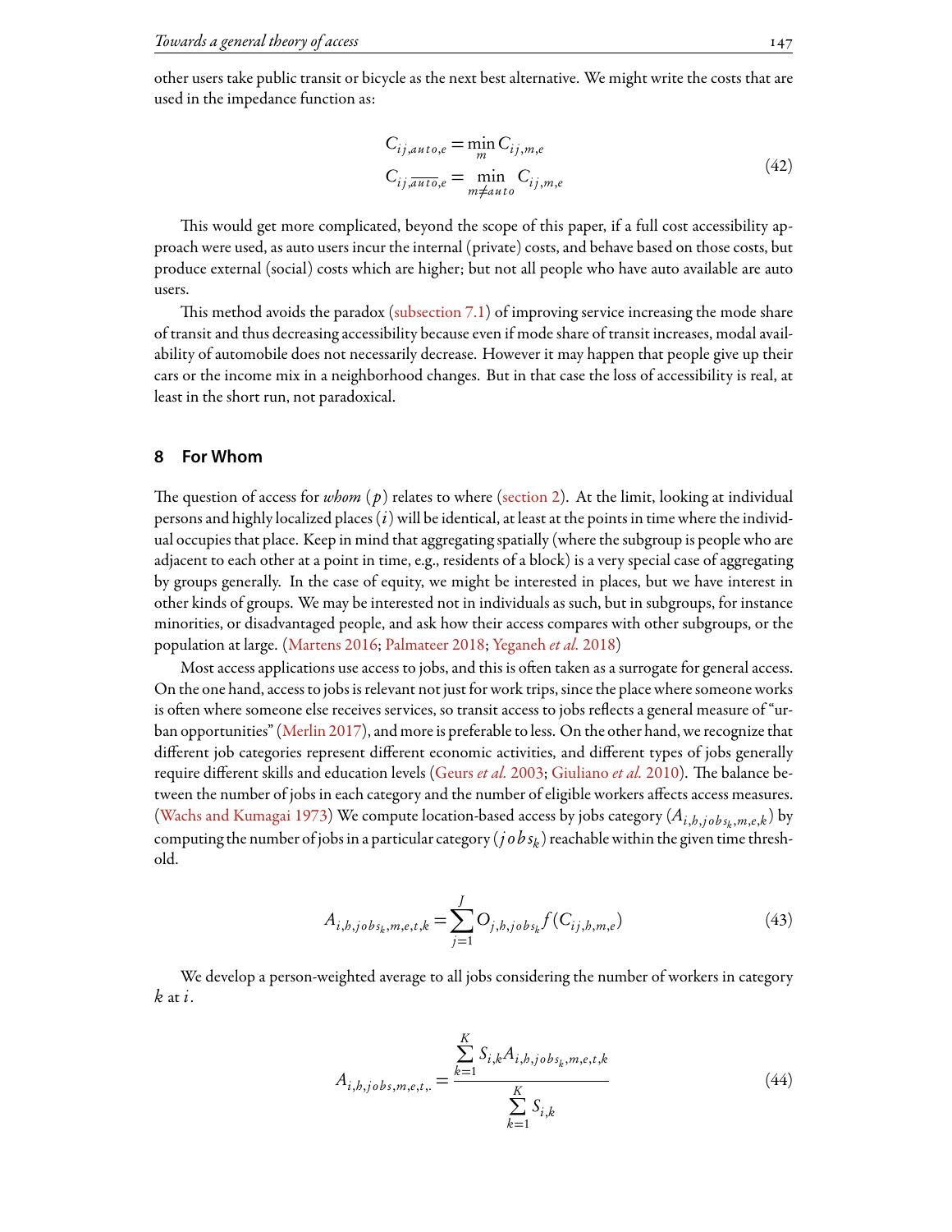other users take public transit or bicycle as the next best alternative. We might write the costs that are used in the impedance function as:

$$
\begin{aligned}
C_{ij,auto,e} &= \min_{m} C_{ij,m,e} \\
C_{ij,\overline{auto},e} &= \min_{m \neq auto} C_{ij,m,e}
\end{aligned}
\tag{42}
$$

This would get more complicated, beyond the scope of this paper, if a full cost accessibility approach were used, as auto users incur the internal (private) costs, and behave based on those costs, but produce external (social) costs which are higher; but not all people who have auto available are auto users.

This method avoids the paradox (subsection 7.1) of improving service increasing the mode share of transit and thus decreasing accessibility because even if mode share of transit increases, modal availability of automobile does not necessarily decrease. However it may happen that people give up their cars or the income mix in a neighborhood changes. But in that case the loss of accessibility is real, at least in the short run, not paradoxical.

## 8 For Whom

The question of access for *whom* ($p$) relates to where (section 2). At the limit, looking at individual persons and highly localized places ($i$) will be identical, at least at the points in time where the individual occupies that place. Keep in mind that aggregating spatially (where the subgroup is people who are adjacent to each other at a point in time, e.g., residents of a block) is a very special case of aggregating by groups generally. In the case of equity, we might be interested in places, but we have interest in other kinds of groups. We may be interested not in individuals as such, but in subgroups, for instance minorities, or disadvantaged people, and ask how their access compares with other subgroups, or the population at large. (Martens 2016; Palmateer 2018; Yeganeh *et al.* 2018)

Most access applications use access to jobs, and this is often taken as a surrogate for general access. On the one hand, access to jobs is relevant not just for work trips, since the place where someone works is often where someone else receives services, so transit access to jobs reflects a general measure of "urban opportunities" (Merlin 2017), and more is preferable to less. On the other hand, we recognize that different job categories represent different economic activities, and different types of jobs generally require different skills and education levels (Geurs *et al.* 2003; Giuliano *et al.* 2010). The balance between the number of jobs in each category and the number of eligible workers affects access measures. (Wachs and Kumagai 1973) We compute location-based access by jobs category ($A_{i,h,jobs_k,m,e,k}$) by computing the number of jobs in a particular category ($jobs_k$) reachable within the given time threshold.

$$
A_{i,h,jobs_k,m,e,t,k} = \sum_{j=1}^{J} O_{j,h,jobs_k} f(C_{ij,h,m,e})
\tag{43}
$$

We develop a person-weighted average to all jobs considering the number of workers in category $k$ at $i$.

$$
A_{i,h,jobs,m,e,t,.} = \frac{\sum_{k=1}^{K} S_{i,k} A_{i,h,jobs_k,m,e,t,k}}{\sum_{k=1}^{K} S_{i,k}}
\tag{44}
$$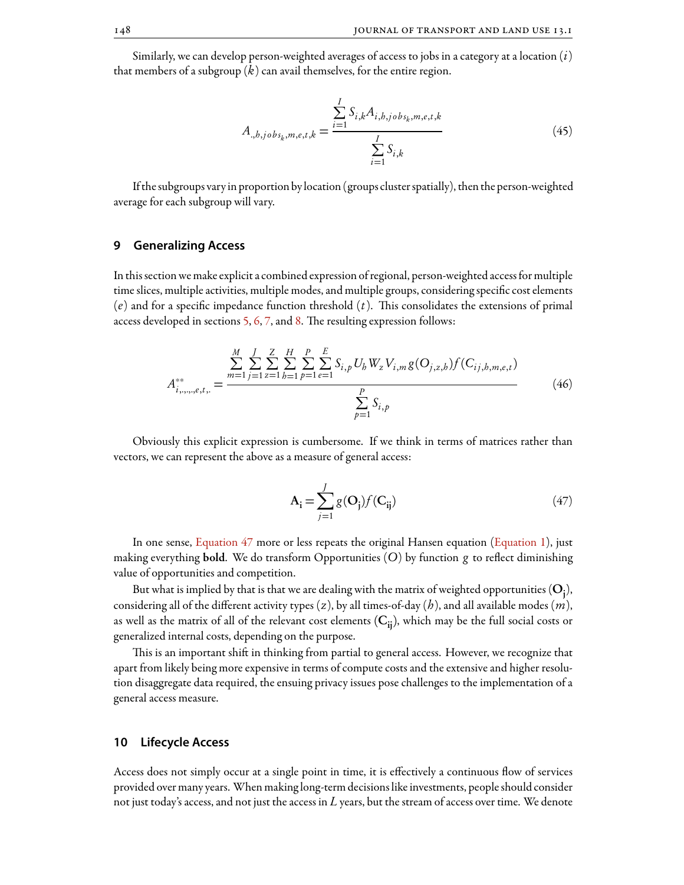Similarly, we can develop person-weighted averages of access to jobs in a category at a location ($i$) that members of a subgroup ($k$) can avail themselves, for the entire region.

$$A_{.,h,jobs_k,m,e,t,k} = \frac{\sum_{i=1}^{I} S_{i,k} A_{i,h,jobs_k,m,e,t,k}}{\sum_{i=1}^{I} S_{i,k}} \tag{45}$$

If the subgroups vary in proportion by location (groups cluster spatially), then the person-weighted average for each subgroup will vary.

## 9 Generalizing Access

In this section we make explicit a combined expression of regional, person-weighted access for multiple time slices, multiple activities, multiple modes, and multiple groups, considering specific cost elements ($e$) and for a specific impedance function threshold ($t$). This consolidates the extensions of primal access developed in sections 5, 6, 7, and 8. The resulting expression follows:

$$A^{**}_{i,.,.,.,e,t,.} = \frac{\sum_{m=1}^{M} \sum_{j=1}^{J} \sum_{z=1}^{Z} \sum_{h=1}^{H} \sum_{p=1}^{P} \sum_{e=1}^{E} S_{i,p} U_h W_z V_{i,m} g(O_{j,z,h}) f(C_{ij,h,m,e,t})}{\sum_{p=1}^{P} S_{i,p}} \tag{46}$$

Obviously this explicit expression is cumbersome. If we think in terms of matrices rather than vectors, we can represent the above as a measure of general access:

$$\mathbf{A_i} = \sum_{j=1}^{J} g(\mathbf{O_j}) f(\mathbf{C_{ij}}) \tag{47}$$

In one sense, Equation 47 more or less repeats the original Hansen equation (Equation 1), just making everything **bold**. We do transform Opportunities ($O$) by function $g$ to reflect diminishing value of opportunities and competition.

But what is implied by that is that we are dealing with the matrix of weighted opportunities ($\mathbf{O_j}$), considering all of the different activity types ($z$), by all times-of-day ($h$), and all available modes ($m$), as well as the matrix of all of the relevant cost elements ($\mathbf{C_{ij}}$), which may be the full social costs or generalized internal costs, depending on the purpose.

This is an important shift in thinking from partial to general access. However, we recognize that apart from likely being more expensive in terms of compute costs and the extensive and higher resolution disaggregate data required, the ensuing privacy issues pose challenges to the implementation of a general access measure.

## 10 Lifecycle Access

Access does not simply occur at a single point in time, it is effectively a continuous flow of services provided over many years. When making long-term decisions like investments, people should consider not just today's access, and not just the access in $L$ years, but the stream of access over time. We denote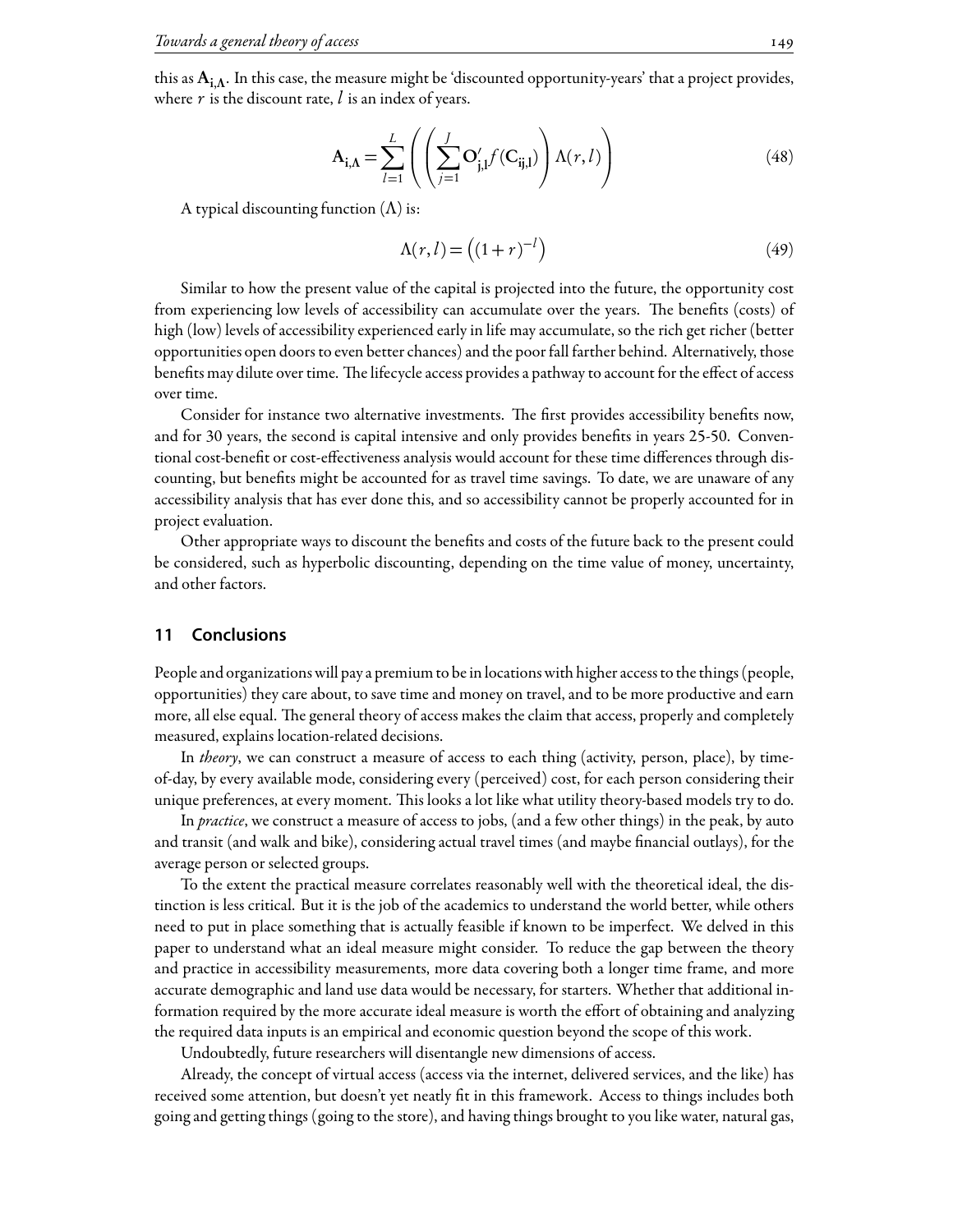this as $\mathbf{A_{i,\Lambda}}$. In this case, the measure might be 'discounted opportunity-years' that a project provides, where $r$ is the discount rate, $l$ is an index of years.

$$\mathbf{A_{i,\Lambda}} = \sum_{l=1}^{L} \left( \left( \sum_{j=1}^{J} \mathbf{O'_{j,l}} f(\mathbf{C_{ij,l}}) \right) \Lambda(r,l) \right) \tag{48}$$

A typical discounting function ($\Lambda$) is:

$$\Lambda(r,l) = \left( (1+r)^{-l} \right) \tag{49}$$

Similar to how the present value of the capital is projected into the future, the opportunity cost from experiencing low levels of accessibility can accumulate over the years. The benefits (costs) of high (low) levels of accessibility experienced early in life may accumulate, so the rich get richer (better opportunities open doors to even better chances) and the poor fall farther behind. Alternatively, those benefits may dilute over time. The lifecycle access provides a pathway to account for the effect of access over time.

Consider for instance two alternative investments. The first provides accessibility benefits now, and for 30 years, the second is capital intensive and only provides benefits in years 25-50. Conventional cost-benefit or cost-effectiveness analysis would account for these time differences through discounting, but benefits might be accounted for as travel time savings. To date, we are unaware of any accessibility analysis that has ever done this, and so accessibility cannot be properly accounted for in project evaluation.

Other appropriate ways to discount the benefits and costs of the future back to the present could be considered, such as hyperbolic discounting, depending on the time value of money, uncertainty, and other factors.

## 11 Conclusions

People and organizations will pay a premium to be in locations with higher access to the things (people, opportunities) they care about, to save time and money on travel, and to be more productive and earn more, all else equal. The general theory of access makes the claim that access, properly and completely measured, explains location-related decisions.

In *theory*, we can construct a measure of access to each thing (activity, person, place), by time-of-day, by every available mode, considering every (perceived) cost, for each person considering their unique preferences, at every moment. This looks a lot like what utility theory-based models try to do.

In *practice*, we construct a measure of access to jobs, (and a few other things) in the peak, by auto and transit (and walk and bike), considering actual travel times (and maybe financial outlays), for the average person or selected groups.

To the extent the practical measure correlates reasonably well with the theoretical ideal, the distinction is less critical. But it is the job of the academics to understand the world better, while others need to put in place something that is actually feasible if known to be imperfect. We delved in this paper to understand what an ideal measure might consider. To reduce the gap between the theory and practice in accessibility measurements, more data covering both a longer time frame, and more accurate demographic and land use data would be necessary, for starters. Whether that additional information required by the more accurate ideal measure is worth the effort of obtaining and analyzing the required data inputs is an empirical and economic question beyond the scope of this work.

Undoubtedly, future researchers will disentangle new dimensions of access.

Already, the concept of virtual access (access via the internet, delivered services, and the like) has received some attention, but doesn't yet neatly fit in this framework. Access to things includes both going and getting things (going to the store), and having things brought to you like water, natural gas,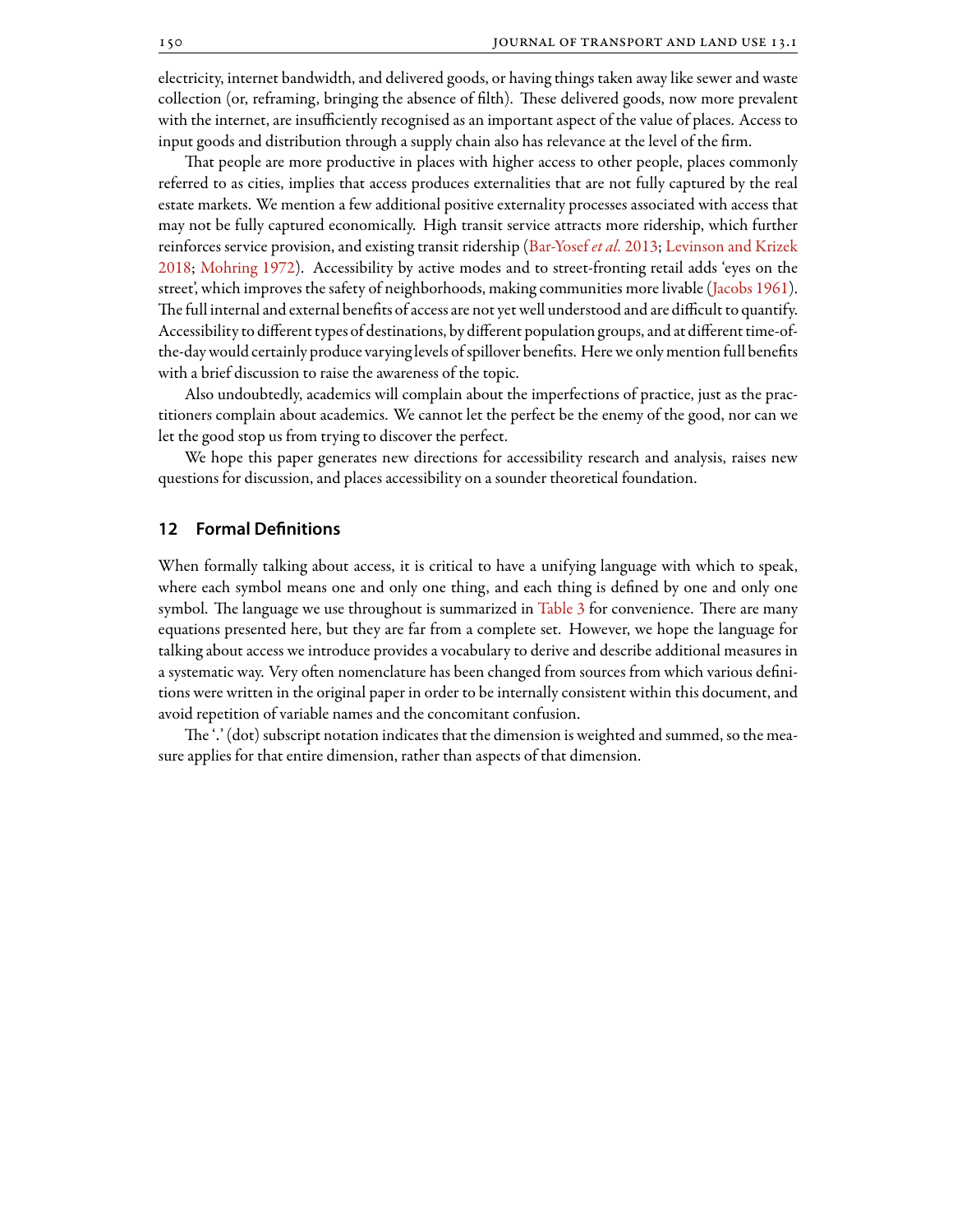electricity, internet bandwidth, and delivered goods, or having things taken away like sewer and waste collection (or, reframing, bringing the absence of filth). These delivered goods, now more prevalent with the internet, are insufficiently recognised as an important aspect of the value of places. Access to input goods and distribution through a supply chain also has relevance at the level of the firm.

That people are more productive in places with higher access to other people, places commonly referred to as cities, implies that access produces externalities that are not fully captured by the real estate markets. We mention a few additional positive externality processes associated with access that may not be fully captured economically. High transit service attracts more ridership, which further reinforces service provision, and existing transit ridership (Bar-Yosef *et al.* 2013; Levinson and Krizek 2018; Mohring 1972). Accessibility by active modes and to street-fronting retail adds 'eyes on the street', which improves the safety of neighborhoods, making communities more livable (Jacobs 1961). The full internal and external benefits of access are not yet well understood and are difficult to quantify. Accessibility to different types of destinations, by different population groups, and at different time-of-the-day would certainly produce varying levels of spillover benefits. Here we only mention full benefits with a brief discussion to raise the awareness of the topic.

Also undoubtedly, academics will complain about the imperfections of practice, just as the practitioners complain about academics. We cannot let the perfect be the enemy of the good, nor can we let the good stop us from trying to discover the perfect.

We hope this paper generates new directions for accessibility research and analysis, raises new questions for discussion, and places accessibility on a sounder theoretical foundation.

## 12 Formal Definitions

When formally talking about access, it is critical to have a unifying language with which to speak, where each symbol means one and only one thing, and each thing is defined by one and only one symbol. The language we use throughout is summarized in Table 3 for convenience. There are many equations presented here, but they are far from a complete set. However, we hope the language for talking about access we introduce provides a vocabulary to derive and describe additional measures in a systematic way. Very often nomenclature has been changed from sources from which various definitions were written in the original paper in order to be internally consistent within this document, and avoid repetition of variable names and the concomitant confusion.

The '.' (dot) subscript notation indicates that the dimension is weighted and summed, so the measure applies for that entire dimension, rather than aspects of that dimension.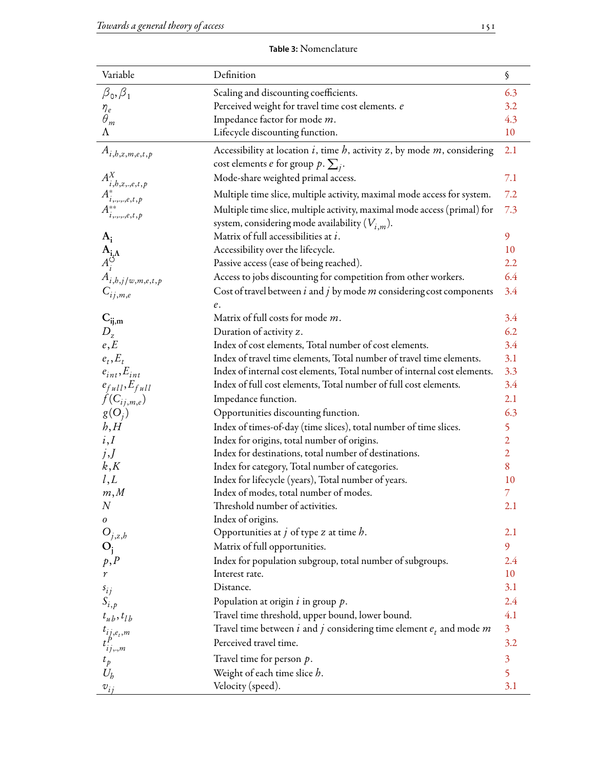**Table 3:** Nomenclature

| Variable | Definition | § |
|---|---|---|
| $\beta_0, \beta_1$ | Scaling and discounting coefficients. | 6.3 |
| $\eta_e$ | Perceived weight for travel time cost elements. $e$ | 3.2 |
| $\theta_m$ | Impedance factor for mode $m$. | 4.3 |
| $\Lambda$ | Lifecycle discounting function. | 10 |
| $A_{i,h,z,m,e,t,p}$ | Accessibility at location $i$, time $h$, activity $z$, by mode $m$, considering cost elements $e$ for group $p$. $\sum_j$. | 2.1 |
| $A^X_{i,h,z,.,e,t,p}$ | Mode-share weighted primal access. | 7.1 |
| $A^*_{i,.,.,.,e,t,p}$ | Multiple time slice, multiple activity, maximal mode access for system. | 7.2 |
| $A^{**}_{i,.,.,.,e,t,p}$ | Multiple time slice, multiple activity, maximal mode access (primal) for system, considering mode availability ($V_{i,m}$). | 7.3 |
| $\mathbf{A_i}$ | Matrix of full accessibilities at $i$. | 9 |
| $\mathbf{A_{i,\Lambda}}$ | Accessibility over the lifecycle. | 10 |
| $A^{\circlearrowleft}_i$ | Passive access (ease of being reached). | 2.2 |
| $A_{i,h,j/w,m,e,t,p}$ | Access to jobs discounting for competition from other workers. | 6.4 |
| $C_{ij,m,e}$ | Cost of travel between $i$ and $j$ by mode $m$ considering cost components $e$. | 3.4 |
| $\mathbf{C_{ij,m}}$ | Matrix of full costs for mode $m$. | 3.4 |
| $D_z$ | Duration of activity $z$. | 6.2 |
| $e, E$ | Index of cost elements, Total number of cost elements. | 3.4 |
| $e_t, E_t$ | Index of travel time elements, Total number of travel time elements. | 3.1 |
| $e_{int}, E_{int}$ | Index of internal cost elements, Total number of internal cost elements. | 3.3 |
| $e_{full}, E_{full}$ | Index of full cost elements, Total number of full cost elements. | 3.4 |
| $f(C_{ij,m,e})$ | Impedance function. | 2.1 |
| $g(O_j)$ | Opportunities discounting function. | 6.3 |
| $h, H$ | Index of times-of-day (time slices), total number of time slices. | 5 |
| $i, I$ | Index for origins, total number of origins. | 2 |
| $j, J$ | Index for destinations, total number of destinations. | 2 |
| $k, K$ | Index for category, Total number of categories. | 8 |
| $l, L$ | Index for lifecycle (years), Total number of years. | 10 |
| $m, M$ | Index of modes, total number of modes. | 7 |
| $N$ | Threshold number of activities. | 2.1 |
| $o$ | Index of origins. | |
| $O_{j,z,h}$ | Opportunities at $j$ of type $z$ at time $h$. | 2.1 |
| $\mathbf{O_j}$ | Matrix of full opportunities. | 9 |
| $p, P$ | Index for population subgroup, total number of subgroups. | 2.4 |
| $r$ | Interest rate. | 10 |
| $s_{ij}$ | Distance. | 3.1 |
| $S_{i,p}$ | Population at origin $i$ in group $p$. | 2.4 |
| $t_{ub}, t_{lb}$ | Travel time threshold, upper bound, lower bound. | 4.1 |
| $t_{ij,e_t,m}$ | Travel time between $i$ and $j$ considering time element $e_t$ and mode $m$ | 3 |
| $t^P_{ij,.,m}$ | Perceived travel time. | 3.2 |
| $t_p$ | Travel time for person $p$. | 3 |
| $U_h$ | Weight of each time slice $h$. | 5 |
| $v_{ij}$ | Velocity (speed). | 3.1 |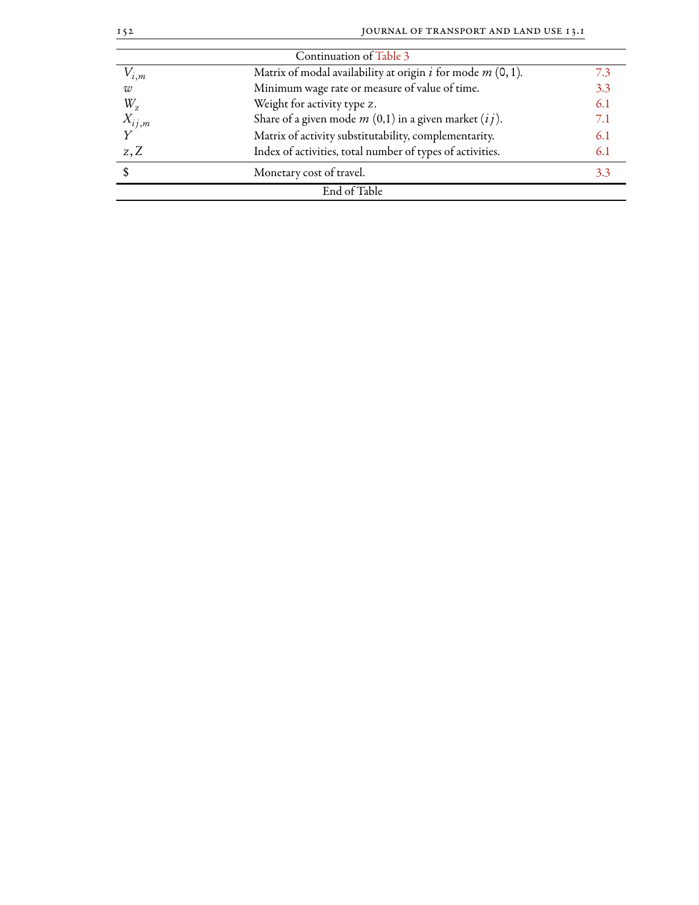| Continuation of Table 3 | | |
|---|---|---|
| $V_{i,m}$ | Matrix of modal availability at origin $i$ for mode $m$ $(0, 1)$. | 7.3 |
| $w$ | Minimum wage rate or measure of value of time. | 3.3 |
| $W_z$ | Weight for activity type $z$. | 6.1 |
| $X_{ij,m}$ | Share of a given mode $m$ (0,1) in a given market $(ij)$. | 7.1 |
| $Y$ | Matrix of activity substitutability, complementarity. | 6.1 |
| $z, Z$ | Index of activities, total number of types of activities. | 6.1 |
| $ | Monetary cost of travel. | 3.3 |
| End of Table | | |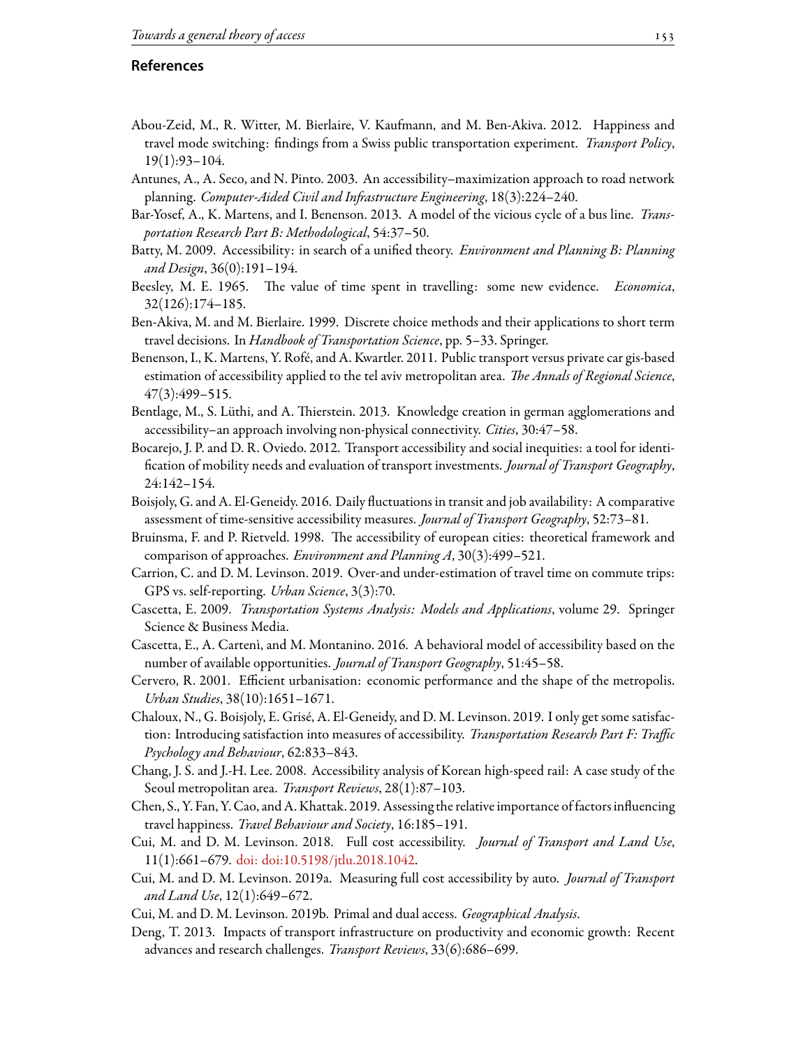## References

Abou-Zeid, M., R. Witter, M. Bierlaire, V. Kaufmann, and M. Ben-Akiva. 2012. Happiness and travel mode switching: findings from a Swiss public transportation experiment. *Transport Policy*, 19(1):93–104.

Antunes, A., A. Seco, and N. Pinto. 2003. An accessibility–maximization approach to road network planning. *Computer-Aided Civil and Infrastructure Engineering*, 18(3):224–240.

Bar-Yosef, A., K. Martens, and I. Benenson. 2013. A model of the vicious cycle of a bus line. *Transportation Research Part B: Methodological*, 54:37–50.

Batty, M. 2009. Accessibility: in search of a unified theory. *Environment and Planning B: Planning and Design*, 36(0):191–194.

Beesley, M. E. 1965. The value of time spent in travelling: some new evidence. *Economica*, 32(126):174–185.

Ben-Akiva, M. and M. Bierlaire. 1999. Discrete choice methods and their applications to short term travel decisions. In *Handbook of Transportation Science*, pp. 5–33. Springer.

Benenson, I., K. Martens, Y. Rofé, and A. Kwartler. 2011. Public transport versus private car gis-based estimation of accessibility applied to the tel aviv metropolitan area. *The Annals of Regional Science*, 47(3):499–515.

Bentlage, M., S. Lüthi, and A. Thierstein. 2013. Knowledge creation in german agglomerations and accessibility–an approach involving non-physical connectivity. *Cities*, 30:47–58.

Bocarejo, J. P. and D. R. Oviedo. 2012. Transport accessibility and social inequities: a tool for identification of mobility needs and evaluation of transport investments. *Journal of Transport Geography*, 24:142–154.

Boisjoly, G. and A. El-Geneidy. 2016. Daily fluctuations in transit and job availability: A comparative assessment of time-sensitive accessibility measures. *Journal of Transport Geography*, 52:73–81.

Bruinsma, F. and P. Rietveld. 1998. The accessibility of european cities: theoretical framework and comparison of approaches. *Environment and Planning A*, 30(3):499–521.

Carrion, C. and D. M. Levinson. 2019. Over-and under-estimation of travel time on commute trips: GPS vs. self-reporting. *Urban Science*, 3(3):70.

Cascetta, E. 2009. *Transportation Systems Analysis: Models and Applications*, volume 29. Springer Science & Business Media.

Cascetta, E., A. Cartenì, and M. Montanino. 2016. A behavioral model of accessibility based on the number of available opportunities. *Journal of Transport Geography*, 51:45–58.

Cervero, R. 2001. Efficient urbanisation: economic performance and the shape of the metropolis. *Urban Studies*, 38(10):1651–1671.

Chaloux, N., G. Boisjoly, E. Grisé, A. El-Geneidy, and D. M. Levinson. 2019. I only get some satisfaction: Introducing satisfaction into measures of accessibility. *Transportation Research Part F: Traffic Psychology and Behaviour*, 62:833–843.

Chang, J. S. and J.-H. Lee. 2008. Accessibility analysis of Korean high-speed rail: A case study of the Seoul metropolitan area. *Transport Reviews*, 28(1):87–103.

Chen, S., Y. Fan, Y. Cao, and A. Khattak. 2019. Assessing the relative importance of factors influencing travel happiness. *Travel Behaviour and Society*, 16:185–191.

Cui, M. and D. M. Levinson. 2018. Full cost accessibility. *Journal of Transport and Land Use*, 11(1):661–679. doi: doi:10.5198/jtlu.2018.1042.

Cui, M. and D. M. Levinson. 2019a. Measuring full cost accessibility by auto. *Journal of Transport and Land Use*, 12(1):649–672.

Cui, M. and D. M. Levinson. 2019b. Primal and dual access. *Geographical Analysis*.

Deng, T. 2013. Impacts of transport infrastructure on productivity and economic growth: Recent advances and research challenges. *Transport Reviews*, 33(6):686–699.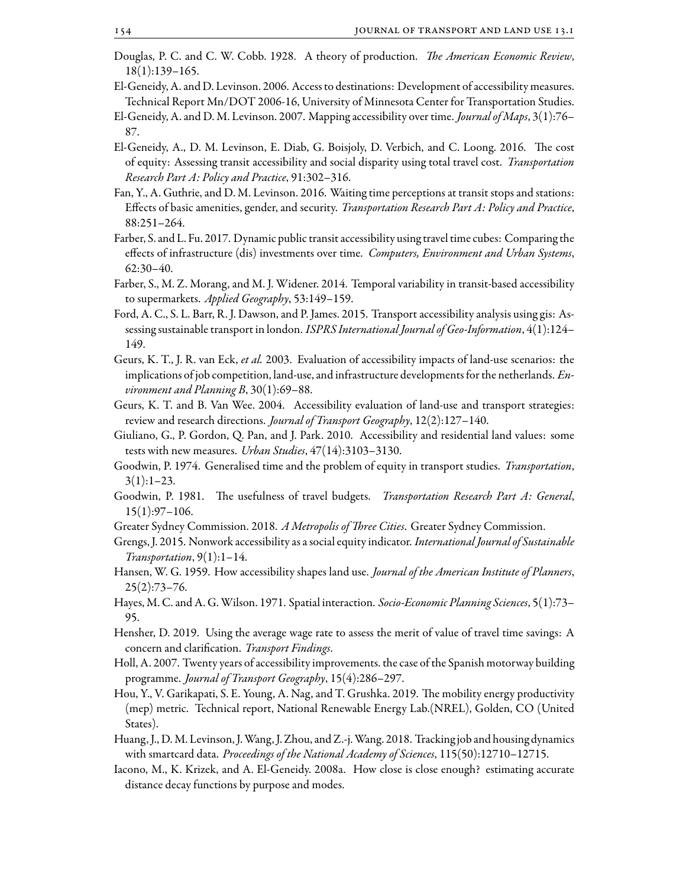Douglas, P. C. and C. W. Cobb. 1928. A theory of production. *The American Economic Review*, 18(1):139–165.

El-Geneidy, A. and D. Levinson. 2006. Access to destinations: Development of accessibility measures. Technical Report Mn/DOT 2006-16, University of Minnesota Center for Transportation Studies.

El-Geneidy, A. and D. M. Levinson. 2007. Mapping accessibility over time. *Journal of Maps*, 3(1):76–87.

El-Geneidy, A., D. M. Levinson, E. Diab, G. Boisjoly, D. Verbich, and C. Loong. 2016. The cost of equity: Assessing transit accessibility and social disparity using total travel cost. *Transportation Research Part A: Policy and Practice*, 91:302–316.

Fan, Y., A. Guthrie, and D. M. Levinson. 2016. Waiting time perceptions at transit stops and stations: Effects of basic amenities, gender, and security. *Transportation Research Part A: Policy and Practice*, 88:251–264.

Farber, S. and L. Fu. 2017. Dynamic public transit accessibility using travel time cubes: Comparing the effects of infrastructure (dis) investments over time. *Computers, Environment and Urban Systems*, 62:30–40.

Farber, S., M. Z. Morang, and M. J. Widener. 2014. Temporal variability in transit-based accessibility to supermarkets. *Applied Geography*, 53:149–159.

Ford, A. C., S. L. Barr, R. J. Dawson, and P. James. 2015. Transport accessibility analysis using gis: Assessing sustainable transport in london. *ISPRS International Journal of Geo-Information*, 4(1):124–149.

Geurs, K. T., J. R. van Eck, *et al.* 2003. Evaluation of accessibility impacts of land-use scenarios: the implications of job competition, land-use, and infrastructure developments for the netherlands. *Environment and Planning B*, 30(1):69–88.

Geurs, K. T. and B. Van Wee. 2004. Accessibility evaluation of land-use and transport strategies: review and research directions. *Journal of Transport Geography*, 12(2):127–140.

Giuliano, G., P. Gordon, Q. Pan, and J. Park. 2010. Accessibility and residential land values: some tests with new measures. *Urban Studies*, 47(14):3103–3130.

Goodwin, P. 1974. Generalised time and the problem of equity in transport studies. *Transportation*, 3(1):1–23.

Goodwin, P. 1981. The usefulness of travel budgets. *Transportation Research Part A: General*, 15(1):97–106.

Greater Sydney Commission. 2018. *A Metropolis of Three Cities*. Greater Sydney Commission.

Grengs, J. 2015. Nonwork accessibility as a social equity indicator. *International Journal of Sustainable Transportation*, 9(1):1–14.

Hansen, W. G. 1959. How accessibility shapes land use. *Journal of the American Institute of Planners*, 25(2):73–76.

Hayes, M. C. and A. G. Wilson. 1971. Spatial interaction. *Socio-Economic Planning Sciences*, 5(1):73–95.

Hensher, D. 2019. Using the average wage rate to assess the merit of value of travel time savings: A concern and clarification. *Transport Findings*.

Holl, A. 2007. Twenty years of accessibility improvements. the case of the Spanish motorway building programme. *Journal of Transport Geography*, 15(4):286–297.

Hou, Y., V. Garikapati, S. E. Young, A. Nag, and T. Grushka. 2019. The mobility energy productivity (mep) metric. Technical report, National Renewable Energy Lab.(NREL), Golden, CO (United States).

Huang, J., D. M. Levinson, J. Wang, J. Zhou, and Z.-j. Wang. 2018. Tracking job and housing dynamics with smartcard data. *Proceedings of the National Academy of Sciences*, 115(50):12710–12715.

Iacono, M., K. Krizek, and A. El-Geneidy. 2008a. How close is close enough? estimating accurate distance decay functions by purpose and modes.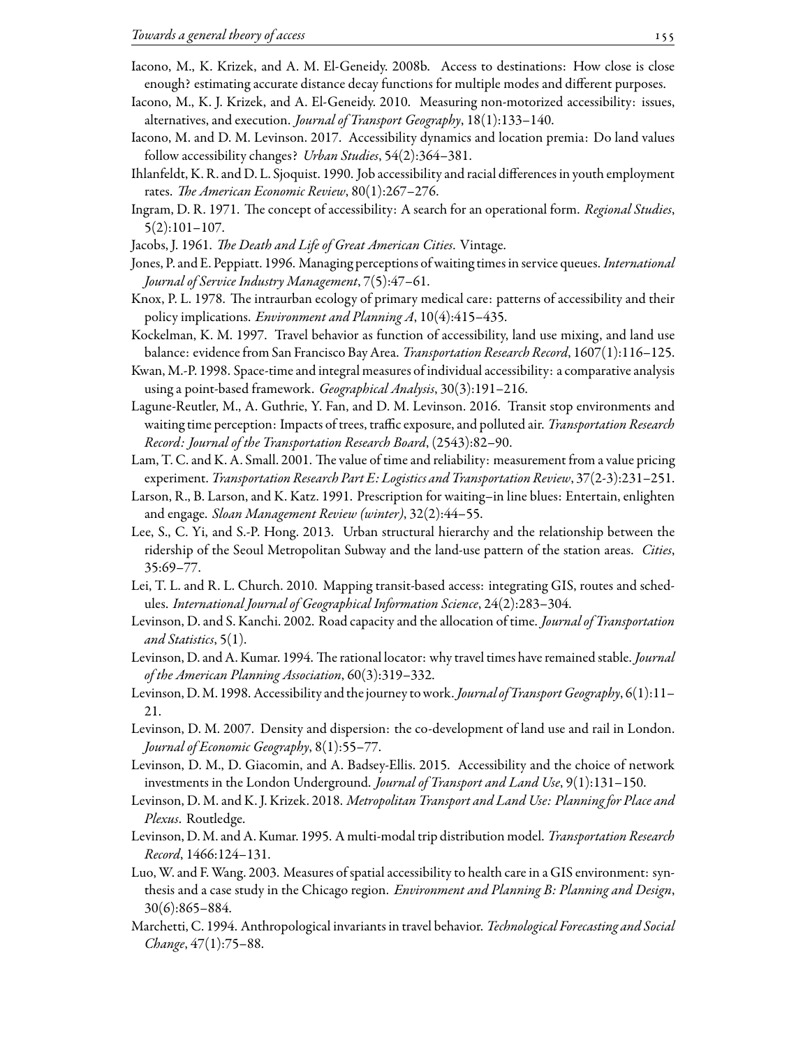Iacono, M., K. Krizek, and A. M. El-Geneidy. 2008b. Access to destinations: How close is close enough? estimating accurate distance decay functions for multiple modes and different purposes.

Iacono, M., K. J. Krizek, and A. El-Geneidy. 2010. Measuring non-motorized accessibility: issues, alternatives, and execution. *Journal of Transport Geography*, 18(1):133–140.

Iacono, M. and D. M. Levinson. 2017. Accessibility dynamics and location premia: Do land values follow accessibility changes? *Urban Studies*, 54(2):364–381.

Ihlanfeldt, K. R. and D. L. Sjoquist. 1990. Job accessibility and racial differences in youth employment rates. *The American Economic Review*, 80(1):267–276.

Ingram, D. R. 1971. The concept of accessibility: A search for an operational form. *Regional Studies*, 5(2):101–107.

Jacobs, J. 1961. *The Death and Life of Great American Cities*. Vintage.

Jones, P. and E. Peppiatt. 1996. Managing perceptions of waiting times in service queues. *International Journal of Service Industry Management*, 7(5):47–61.

Knox, P. L. 1978. The intraurban ecology of primary medical care: patterns of accessibility and their policy implications. *Environment and Planning A*, 10(4):415–435.

Kockelman, K. M. 1997. Travel behavior as function of accessibility, land use mixing, and land use balance: evidence from San Francisco Bay Area. *Transportation Research Record*, 1607(1):116–125.

Kwan, M.-P. 1998. Space-time and integral measures of individual accessibility: a comparative analysis using a point-based framework. *Geographical Analysis*, 30(3):191–216.

Lagune-Reutler, M., A. Guthrie, Y. Fan, and D. M. Levinson. 2016. Transit stop environments and waiting time perception: Impacts of trees, traffic exposure, and polluted air. *Transportation Research Record: Journal of the Transportation Research Board*, (2543):82–90.

Lam, T. C. and K. A. Small. 2001. The value of time and reliability: measurement from a value pricing experiment. *Transportation Research Part E: Logistics and Transportation Review*, 37(2-3):231–251.

Larson, R., B. Larson, and K. Katz. 1991. Prescription for waiting–in line blues: Entertain, enlighten and engage. *Sloan Management Review (winter)*, 32(2):44–55.

Lee, S., C. Yi, and S.-P. Hong. 2013. Urban structural hierarchy and the relationship between the ridership of the Seoul Metropolitan Subway and the land-use pattern of the station areas. *Cities*, 35:69–77.

Lei, T. L. and R. L. Church. 2010. Mapping transit-based access: integrating GIS, routes and schedules. *International Journal of Geographical Information Science*, 24(2):283–304.

Levinson, D. and S. Kanchi. 2002. Road capacity and the allocation of time. *Journal of Transportation and Statistics*, 5(1).

Levinson, D. and A. Kumar. 1994. The rational locator: why travel times have remained stable. *Journal of the American Planning Association*, 60(3):319–332.

Levinson, D. M. 1998. Accessibility and the journey to work. *Journal of Transport Geography*, 6(1):11–21.

Levinson, D. M. 2007. Density and dispersion: the co-development of land use and rail in London. *Journal of Economic Geography*, 8(1):55–77.

Levinson, D. M., D. Giacomin, and A. Badsey-Ellis. 2015. Accessibility and the choice of network investments in the London Underground. *Journal of Transport and Land Use*, 9(1):131–150.

Levinson, D. M. and K. J. Krizek. 2018. *Metropolitan Transport and Land Use: Planning for Place and Plexus*. Routledge.

Levinson, D. M. and A. Kumar. 1995. A multi-modal trip distribution model. *Transportation Research Record*, 1466:124–131.

Luo, W. and F. Wang. 2003. Measures of spatial accessibility to health care in a GIS environment: synthesis and a case study in the Chicago region. *Environment and Planning B: Planning and Design*, 30(6):865–884.

Marchetti, C. 1994. Anthropological invariants in travel behavior. *Technological Forecasting and Social Change*, 47(1):75–88.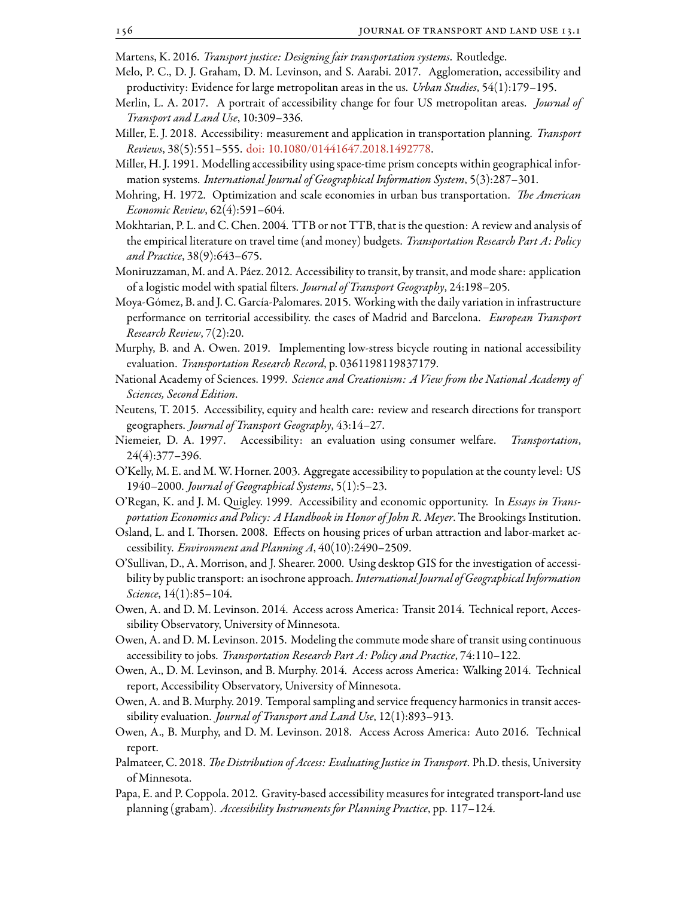Martens, K. 2016. *Transport justice: Designing fair transportation systems*. Routledge.

Melo, P. C., D. J. Graham, D. M. Levinson, and S. Aarabi. 2017. Agglomeration, accessibility and productivity: Evidence for large metropolitan areas in the us. *Urban Studies*, 54(1):179–195.

Merlin, L. A. 2017. A portrait of accessibility change for four US metropolitan areas. *Journal of Transport and Land Use*, 10:309–336.

Miller, E. J. 2018. Accessibility: measurement and application in transportation planning. *Transport Reviews*, 38(5):551–555. doi: 10.1080/01441647.2018.1492778.

Miller, H. J. 1991. Modelling accessibility using space-time prism concepts within geographical information systems. *International Journal of Geographical Information System*, 5(3):287–301.

Mohring, H. 1972. Optimization and scale economies in urban bus transportation. *The American Economic Review*, 62(4):591–604.

Mokhtarian, P. L. and C. Chen. 2004. TTB or not TTB, that is the question: A review and analysis of the empirical literature on travel time (and money) budgets. *Transportation Research Part A: Policy and Practice*, 38(9):643–675.

Moniruzzaman, M. and A. Páez. 2012. Accessibility to transit, by transit, and mode share: application of a logistic model with spatial filters. *Journal of Transport Geography*, 24:198–205.

Moya-Gómez, B. and J. C. García-Palomares. 2015. Working with the daily variation in infrastructure performance on territorial accessibility. the cases of Madrid and Barcelona. *European Transport Research Review*, 7(2):20.

Murphy, B. and A. Owen. 2019. Implementing low-stress bicycle routing in national accessibility evaluation. *Transportation Research Record*, p. 0361198119837179.

National Academy of Sciences. 1999. *Science and Creationism: A View from the National Academy of Sciences, Second Edition*.

Neutens, T. 2015. Accessibility, equity and health care: review and research directions for transport geographers. *Journal of Transport Geography*, 43:14–27.

Niemeier, D. A. 1997. Accessibility: an evaluation using consumer welfare. *Transportation*, 24(4):377–396.

O'Kelly, M. E. and M. W. Horner. 2003. Aggregate accessibility to population at the county level: US 1940–2000. *Journal of Geographical Systems*, 5(1):5–23.

O'Regan, K. and J. M. Quigley. 1999. Accessibility and economic opportunity. In *Essays in Transportation Economics and Policy: A Handbook in Honor of John R. Meyer*. The Brookings Institution.

Osland, L. and I. Thorsen. 2008. Effects on housing prices of urban attraction and labor-market accessibility. *Environment and Planning A*, 40(10):2490–2509.

O'Sullivan, D., A. Morrison, and J. Shearer. 2000. Using desktop GIS for the investigation of accessibility by public transport: an isochrone approach. *International Journal of Geographical Information Science*, 14(1):85–104.

Owen, A. and D. M. Levinson. 2014. Access across America: Transit 2014. Technical report, Accessibility Observatory, University of Minnesota.

Owen, A. and D. M. Levinson. 2015. Modeling the commute mode share of transit using continuous accessibility to jobs. *Transportation Research Part A: Policy and Practice*, 74:110–122.

Owen, A., D. M. Levinson, and B. Murphy. 2014. Access across America: Walking 2014. Technical report, Accessibility Observatory, University of Minnesota.

Owen, A. and B. Murphy. 2019. Temporal sampling and service frequency harmonics in transit accessibility evaluation. *Journal of Transport and Land Use*, 12(1):893–913.

Owen, A., B. Murphy, and D. M. Levinson. 2018. Access Across America: Auto 2016. Technical report.

Palmateer, C. 2018. *The Distribution of Access: Evaluating Justice in Transport*. Ph.D. thesis, University of Minnesota.

Papa, E. and P. Coppola. 2012. Gravity-based accessibility measures for integrated transport-land use planning (grabam). *Accessibility Instruments for Planning Practice*, pp. 117–124.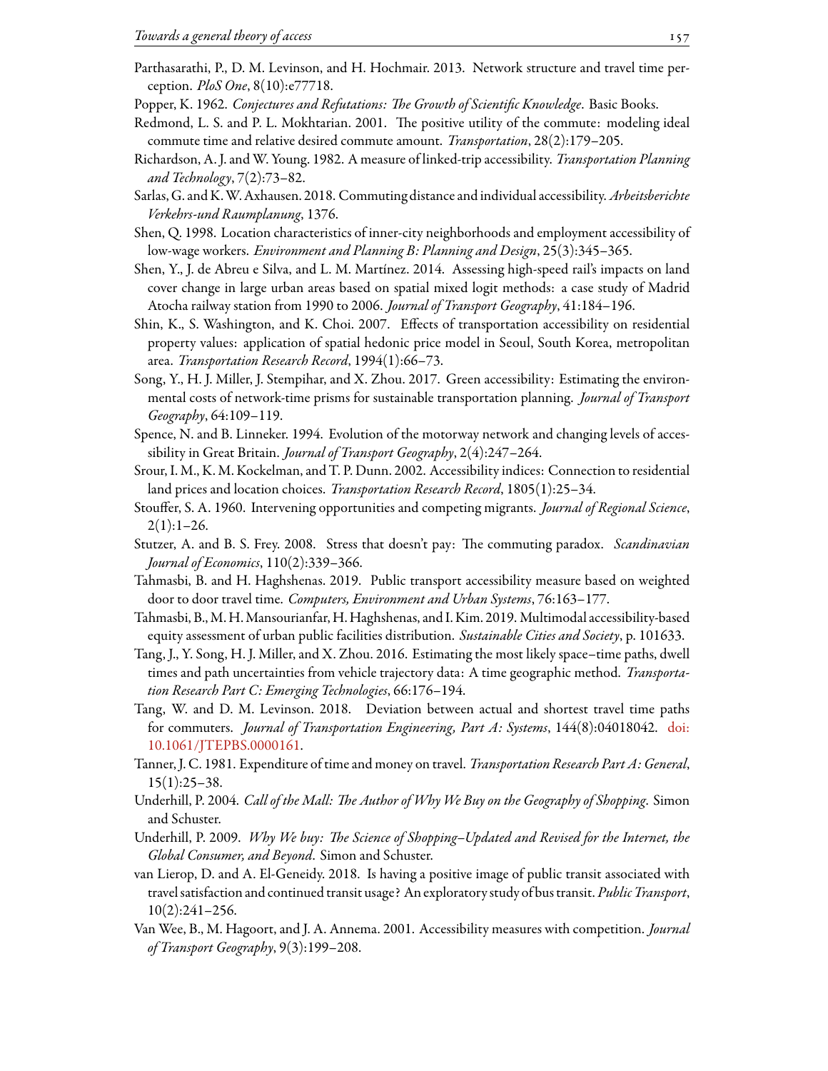Parthasarathi, P., D. M. Levinson, and H. Hochmair. 2013. Network structure and travel time perception. *PloS One*, 8(10):e77718.

Popper, K. 1962. *Conjectures and Refutations: The Growth of Scientific Knowledge*. Basic Books.

Redmond, L. S. and P. L. Mokhtarian. 2001. The positive utility of the commute: modeling ideal commute time and relative desired commute amount. *Transportation*, 28(2):179–205.

Richardson, A. J. and W. Young. 1982. A measure of linked-trip accessibility. *Transportation Planning and Technology*, 7(2):73–82.

Sarlas, G. and K. W. Axhausen. 2018. Commuting distance and individual accessibility. *Arbeitsberichte Verkehrs-und Raumplanung*, 1376.

Shen, Q. 1998. Location characteristics of inner-city neighborhoods and employment accessibility of low-wage workers. *Environment and Planning B: Planning and Design*, 25(3):345–365.

Shen, Y., J. de Abreu e Silva, and L. M. Martínez. 2014. Assessing high-speed rail's impacts on land cover change in large urban areas based on spatial mixed logit methods: a case study of Madrid Atocha railway station from 1990 to 2006. *Journal of Transport Geography*, 41:184–196.

Shin, K., S. Washington, and K. Choi. 2007. Effects of transportation accessibility on residential property values: application of spatial hedonic price model in Seoul, South Korea, metropolitan area. *Transportation Research Record*, 1994(1):66–73.

Song, Y., H. J. Miller, J. Stempihar, and X. Zhou. 2017. Green accessibility: Estimating the environmental costs of network-time prisms for sustainable transportation planning. *Journal of Transport Geography*, 64:109–119.

Spence, N. and B. Linneker. 1994. Evolution of the motorway network and changing levels of accessibility in Great Britain. *Journal of Transport Geography*, 2(4):247–264.

Srour, I. M., K. M. Kockelman, and T. P. Dunn. 2002. Accessibility indices: Connection to residential land prices and location choices. *Transportation Research Record*, 1805(1):25–34.

Stouffer, S. A. 1960. Intervening opportunities and competing migrants. *Journal of Regional Science*, 2(1):1–26.

Stutzer, A. and B. S. Frey. 2008. Stress that doesn't pay: The commuting paradox. *Scandinavian Journal of Economics*, 110(2):339–366.

Tahmasbi, B. and H. Haghshenas. 2019. Public transport accessibility measure based on weighted door to door travel time. *Computers, Environment and Urban Systems*, 76:163–177.

Tahmasbi, B., M. H. Mansourianfar, H. Haghshenas, and I. Kim. 2019. Multimodal accessibility-based equity assessment of urban public facilities distribution. *Sustainable Cities and Society*, p. 101633.

Tang, J., Y. Song, H. J. Miller, and X. Zhou. 2016. Estimating the most likely space–time paths, dwell times and path uncertainties from vehicle trajectory data: A time geographic method. *Transportation Research Part C: Emerging Technologies*, 66:176–194.

Tang, W. and D. M. Levinson. 2018. Deviation between actual and shortest travel time paths for commuters. *Journal of Transportation Engineering, Part A: Systems*, 144(8):04018042. doi: 10.1061/JTEPBS.0000161.

Tanner, J. C. 1981. Expenditure of time and money on travel. *Transportation Research Part A: General*, 15(1):25–38.

Underhill, P. 2004. *Call of the Mall: The Author of Why We Buy on the Geography of Shopping*. Simon and Schuster.

Underhill, P. 2009. *Why We buy: The Science of Shopping–Updated and Revised for the Internet, the Global Consumer, and Beyond*. Simon and Schuster.

van Lierop, D. and A. El-Geneidy. 2018. Is having a positive image of public transit associated with travel satisfaction and continued transit usage? An exploratory study of bus transit. *Public Transport*, 10(2):241–256.

Van Wee, B., M. Hagoort, and J. A. Annema. 2001. Accessibility measures with competition. *Journal of Transport Geography*, 9(3):199–208.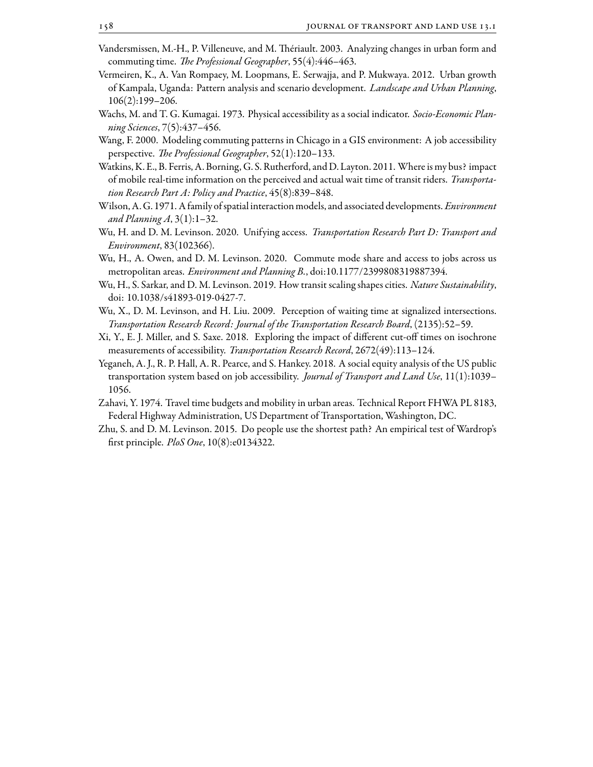Vandersmissen, M.-H., P. Villeneuve, and M. Thériault. 2003. Analyzing changes in urban form and commuting time. *The Professional Geographer*, 55(4):446–463.

Vermeiren, K., A. Van Rompaey, M. Loopmans, E. Serwajja, and P. Mukwaya. 2012. Urban growth of Kampala, Uganda: Pattern analysis and scenario development. *Landscape and Urban Planning*, 106(2):199–206.

Wachs, M. and T. G. Kumagai. 1973. Physical accessibility as a social indicator. *Socio-Economic Planning Sciences*, 7(5):437–456.

Wang, F. 2000. Modeling commuting patterns in Chicago in a GIS environment: A job accessibility perspective. *The Professional Geographer*, 52(1):120–133.

Watkins, K. E., B. Ferris, A. Borning, G. S. Rutherford, and D. Layton. 2011. Where is my bus? impact of mobile real-time information on the perceived and actual wait time of transit riders. *Transportation Research Part A: Policy and Practice*, 45(8):839–848.

Wilson, A. G. 1971. A family of spatial interaction models, and associated developments. *Environment and Planning A*, 3(1):1–32.

Wu, H. and D. M. Levinson. 2020. Unifying access. *Transportation Research Part D: Transport and Environment*, 83(102366).

Wu, H., A. Owen, and D. M. Levinson. 2020. Commute mode share and access to jobs across us metropolitan areas. *Environment and Planning B.*, doi:10.1177/2399808319887394.

Wu, H., S. Sarkar, and D. M. Levinson. 2019. How transit scaling shapes cities. *Nature Sustainability*, doi: 10.1038/s41893-019-0427-7.

Wu, X., D. M. Levinson, and H. Liu. 2009. Perception of waiting time at signalized intersections. *Transportation Research Record: Journal of the Transportation Research Board*, (2135):52–59.

Xi, Y., E. J. Miller, and S. Saxe. 2018. Exploring the impact of different cut-off times on isochrone measurements of accessibility. *Transportation Research Record*, 2672(49):113–124.

Yeganeh, A. J., R. P. Hall, A. R. Pearce, and S. Hankey. 2018. A social equity analysis of the US public transportation system based on job accessibility. *Journal of Transport and Land Use*, 11(1):1039–1056.

Zahavi, Y. 1974. Travel time budgets and mobility in urban areas. Technical Report FHWA PL 8183, Federal Highway Administration, US Department of Transportation, Washington, DC.

Zhu, S. and D. M. Levinson. 2015. Do people use the shortest path? An empirical test of Wardrop's first principle. *PloS One*, 10(8):e0134322.